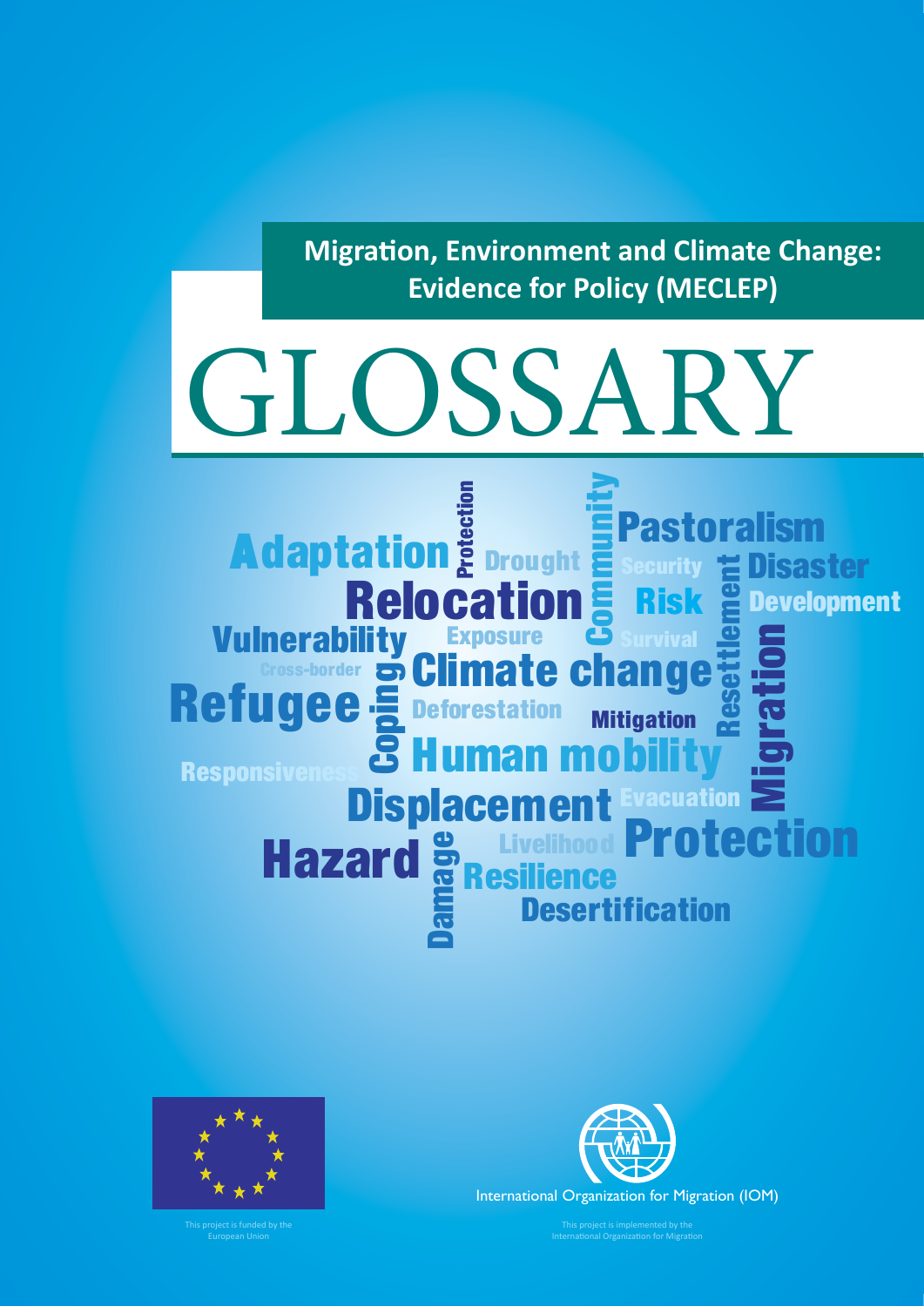**Migration, Environment and Climate Change: Evidence for Policy (MECLEP)**

# GLOSSARY

Adaptation Protection Drought Community Pastoralism Security Disaster Relocation Risk Development Vulnerability Exposure Survival Resettlement Cross-border Climate change Refugee Coping Deforestation Mitigation Migration Responsiveness Human mobility Displacement Evacuation Hazard Damage Livelihood Protection Resilience Desertification

This project is funded by the European Union

International Organization for Migration (IOM)

This project is implemented by the International Organization for Migration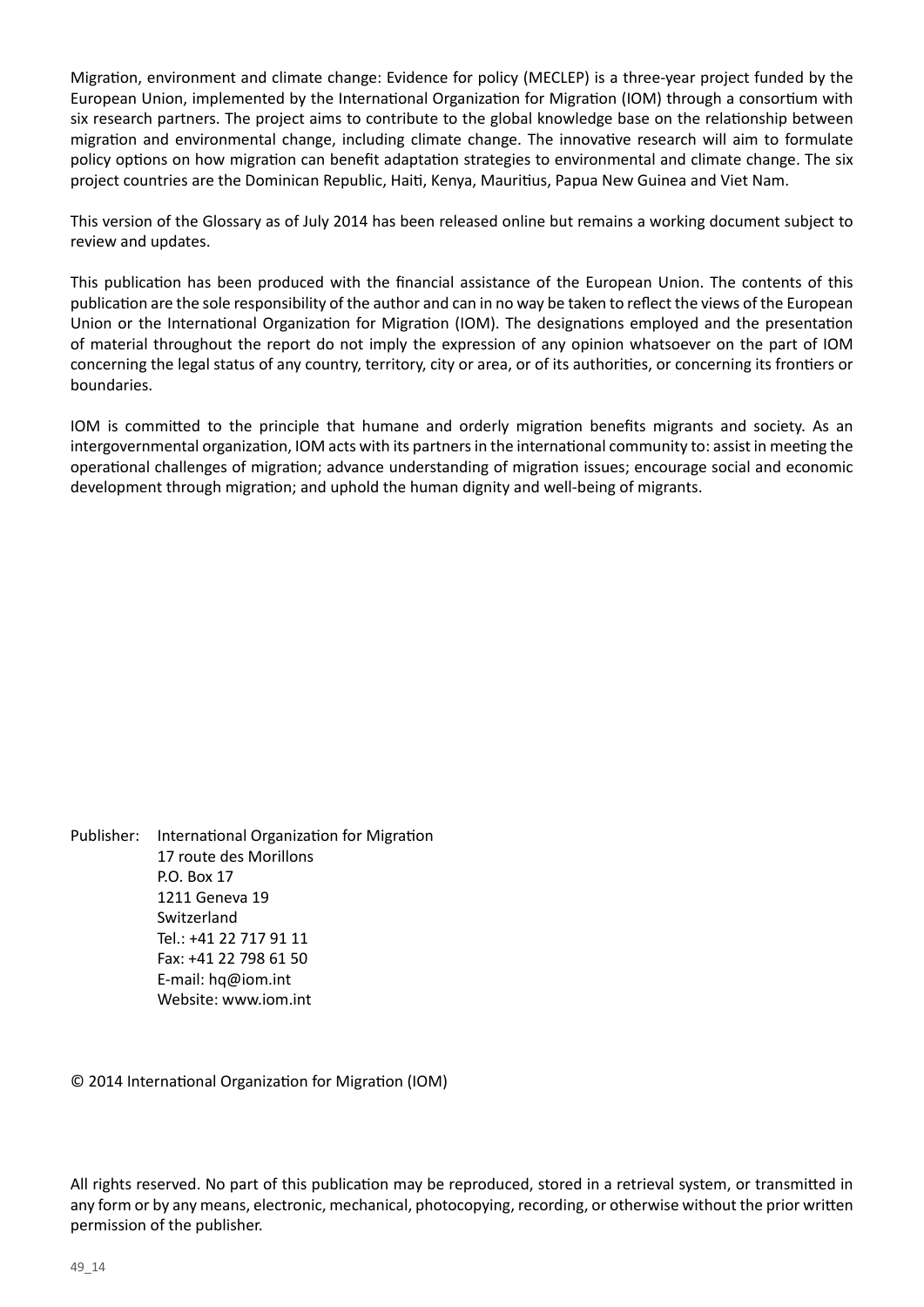Migration, environment and climate change: Evidence for policy (MECLEP) is a three-year project funded by the European Union, implemented by the International Organization for Migration (IOM) through a consortium with six research partners. The project aims to contribute to the global knowledge base on the relationship between migration and environmental change, including climate change. The innovative research will aim to formulate policy options on how migration can benefit adaptation strategies to environmental and climate change. The six project countries are the Dominican Republic, Haiti, Kenya, Mauritius, Papua New Guinea and Viet Nam.

This version of the Glossary as of July 2014 has been released online but remains a working document subject to review and updates.

This publication has been produced with the financial assistance of the European Union. The contents of this publication are the sole responsibility of the author and can in no way be taken to reflect the views of the European Union or the International Organization for Migration (IOM). The designations employed and the presentation of material throughout the report do not imply the expression of any opinion whatsoever on the part of IOM concerning the legal status of any country, territory, city or area, or of its authorities, or concerning its frontiers or boundaries.

IOM is committed to the principle that humane and orderly migration benefits migrants and society. As an intergovernmental organization, IOM acts with its partners in the international community to: assist in meeting the operational challenges of migration; advance understanding of migration issues; encourage social and economic development through migration; and uphold the human dignity and well-being of migrants.

Publisher: International Organization for Migration
17 route des Morillons
P.O. Box 17
1211 Geneva 19
Switzerland
Tel.: +41 22 717 91 11
Fax: +41 22 798 61 50
E-mail: hq@iom.int
Website: www.iom.int

© 2014 International Organization for Migration (IOM)

All rights reserved. No part of this publication may be reproduced, stored in a retrieval system, or transmitted in any form or by any means, electronic, mechanical, photocopying, recording, or otherwise without the prior written permission of the publisher.

49_14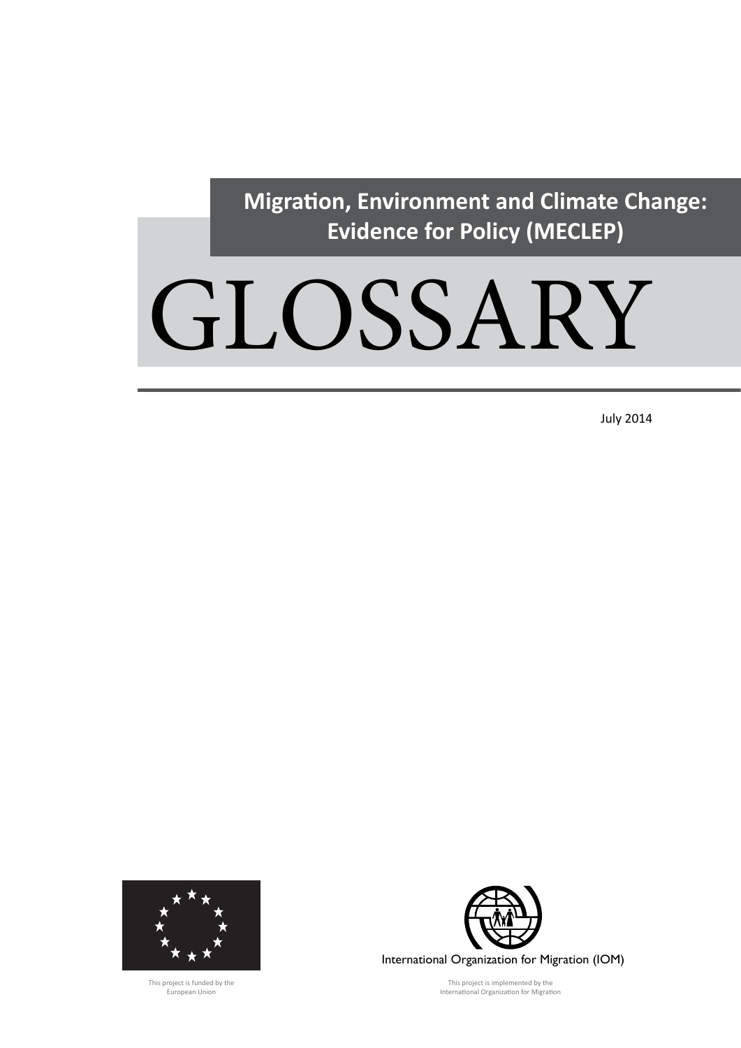**Migration, Environment and Climate Change: Evidence for Policy (MECLEP)**

# GLOSSARY

July 2014

This project is funded by the European Union

International Organization for Migration (IOM)

This project is implemented by the International Organization for Migration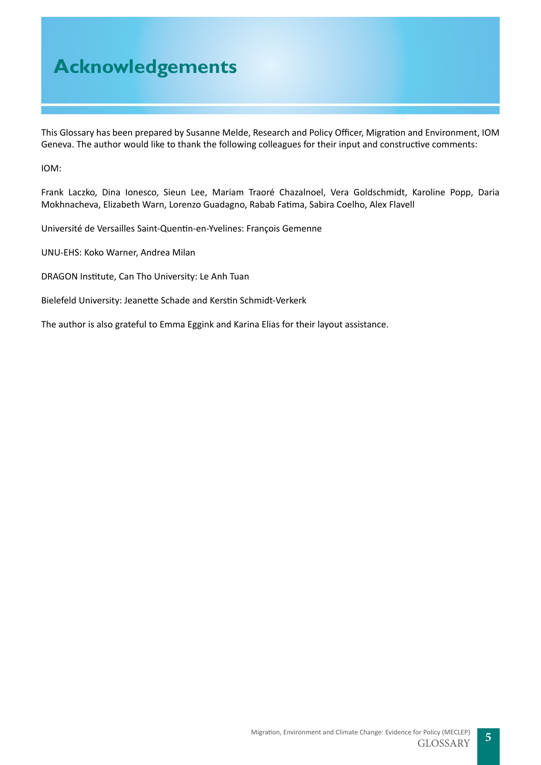# Acknowledgements

This Glossary has been prepared by Susanne Melde, Research and Policy Officer, Migration and Environment, IOM Geneva. The author would like to thank the following colleagues for their input and constructive comments:

IOM:

Frank Laczko, Dina Ionesco, Sieun Lee, Mariam Traoré Chazalnoel, Vera Goldschmidt, Karoline Popp, Daria Mokhnacheva, Elizabeth Warn, Lorenzo Guadagno, Rabab Fatima, Sabira Coelho, Alex Flavell

Université de Versailles Saint-Quentin-en-Yvelines: François Gemenne

UNU-EHS: Koko Warner, Andrea Milan

DRAGON Institute, Can Tho University: Le Anh Tuan

Bielefeld University: Jeanette Schade and Kerstin Schmidt-Verkerk

The author is also grateful to Emma Eggink and Karina Elias for their layout assistance.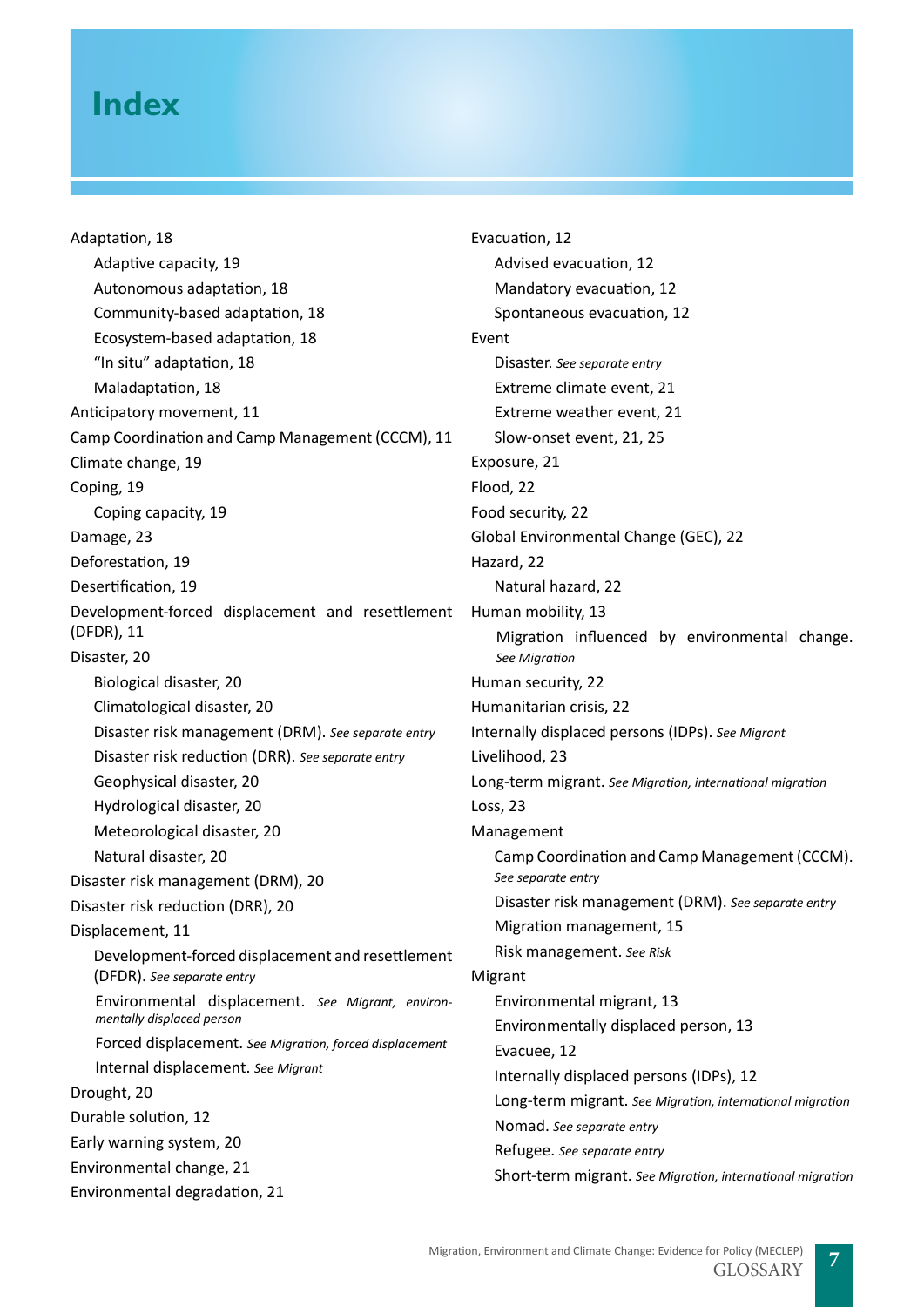# Index

Adaptation, 18
- Adaptive capacity, 19
- Autonomous adaptation, 18
- Community-based adaptation, 18
- Ecosystem-based adaptation, 18
- "In situ" adaptation, 18
- Maladaptation, 18

Anticipatory movement, 11

Camp Coordination and Camp Management (CCCM), 11

Climate change, 19

Coping, 19
- Coping capacity, 19

Damage, 23

Deforestation, 19

Desertification, 19

Development-forced displacement and resettlement (DFDR), 11

Disaster, 20
- Biological disaster, 20
- Climatological disaster, 20
- Disaster risk management (DRM). *See separate entry*
- Disaster risk reduction (DRR). *See separate entry*
- Geophysical disaster, 20
- Hydrological disaster, 20
- Meteorological disaster, 20
- Natural disaster, 20

Disaster risk management (DRM), 20

Disaster risk reduction (DRR), 20

Displacement, 11
- Development-forced displacement and resettlement (DFDR). *See separate entry*
- Environmental displacement. *See Migrant, environmentally displaced person*
- Forced displacement. *See Migration, forced displacement*
- Internal displacement. *See Migrant*

Drought, 20

Durable solution, 12

Early warning system, 20

Environmental change, 21

Environmental degradation, 21

Evacuation, 12
- Advised evacuation, 12
- Mandatory evacuation, 12
- Spontaneous evacuation, 12

Event
- Disaster. *See separate entry*
- Extreme climate event, 21
- Extreme weather event, 21
- Slow-onset event, 21, 25

Exposure, 21

Flood, 22

Food security, 22

Global Environmental Change (GEC), 22

Hazard, 22
- Natural hazard, 22

Human mobility, 13
- Migration influenced by environmental change. *See Migration*

Human security, 22

Humanitarian crisis, 22

Internally displaced persons (IDPs). *See Migrant*

Livelihood, 23

Long-term migrant. *See Migration, international migration*

Loss, 23

Management
- Camp Coordination and Camp Management (CCCM). *See separate entry*
- Disaster risk management (DRM). *See separate entry*
- Migration management, 15
- Risk management. *See Risk*

Migrant
- Environmental migrant, 13
- Environmentally displaced person, 13
- Evacuee, 12
- Internally displaced persons (IDPs), 12
- Long-term migrant. *See Migration, international migration*
- Nomad. *See separate entry*
- Refugee. *See separate entry*
- Short-term migrant. *See Migration, international migration*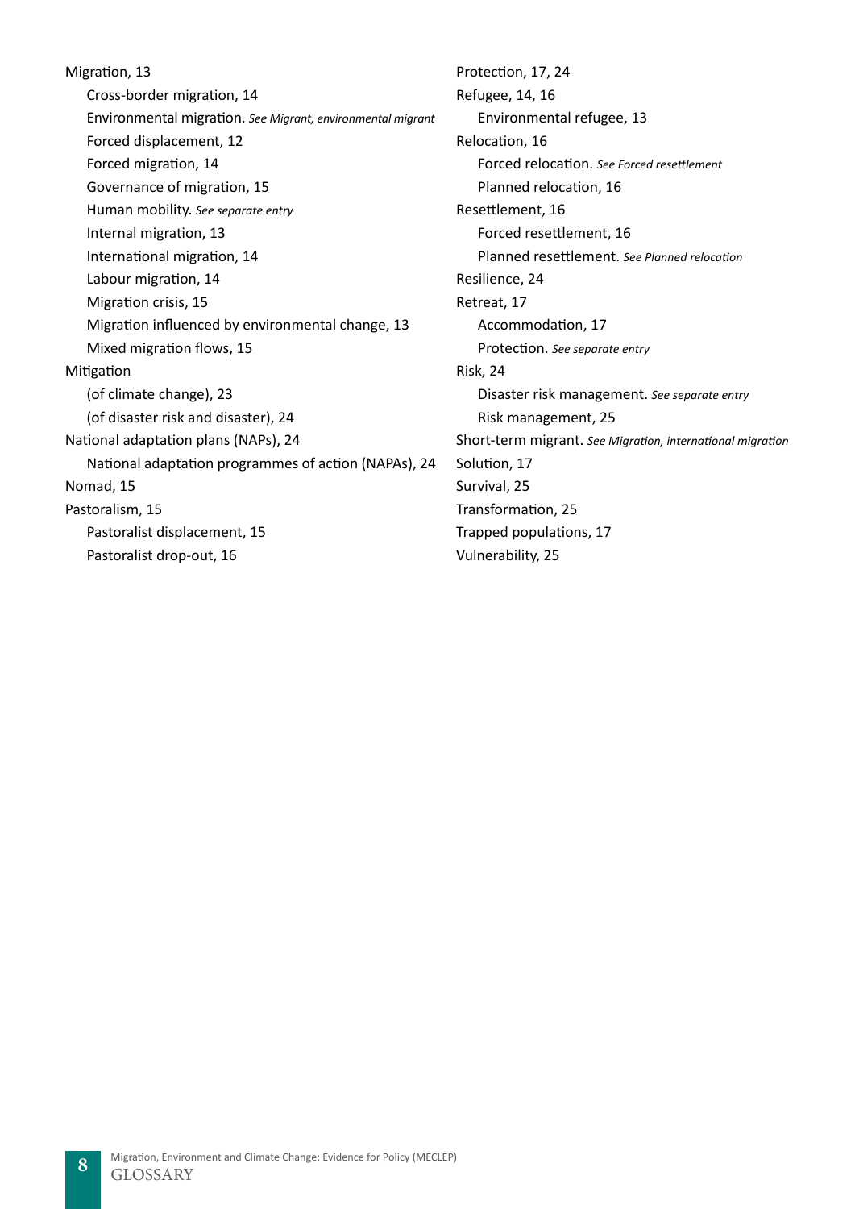Migration, 13
- Cross-border migration, 14
- Environmental migration. *See Migrant, environmental migrant*
- Forced displacement, 12
- Forced migration, 14
- Governance of migration, 15
- Human mobility. *See separate entry*
- Internal migration, 13
- International migration, 14
- Labour migration, 14
- Migration crisis, 15
- Migration influenced by environmental change, 13
- Mixed migration flows, 15

Mitigation
- (of climate change), 23
- (of disaster risk and disaster), 24

National adaptation plans (NAPs), 24
- National adaptation programmes of action (NAPAs), 24

Nomad, 15

Pastoralism, 15
- Pastoralist displacement, 15
- Pastoralist drop-out, 16

Protection, 17, 24

Refugee, 14, 16
- Environmental refugee, 13

Relocation, 16
- Forced relocation. *See Forced resettlement*
- Planned relocation, 16

Resettlement, 16
- Forced resettlement, 16
- Planned resettlement. *See Planned relocation*

Resilience, 24

Retreat, 17
- Accommodation, 17
- Protection. *See separate entry*

Risk, 24
- Disaster risk management. *See separate entry*
- Risk management, 25

Short-term migrant. *See Migration, international migration*

Solution, 17

Survival, 25

Transformation, 25

Trapped populations, 17

Vulnerability, 25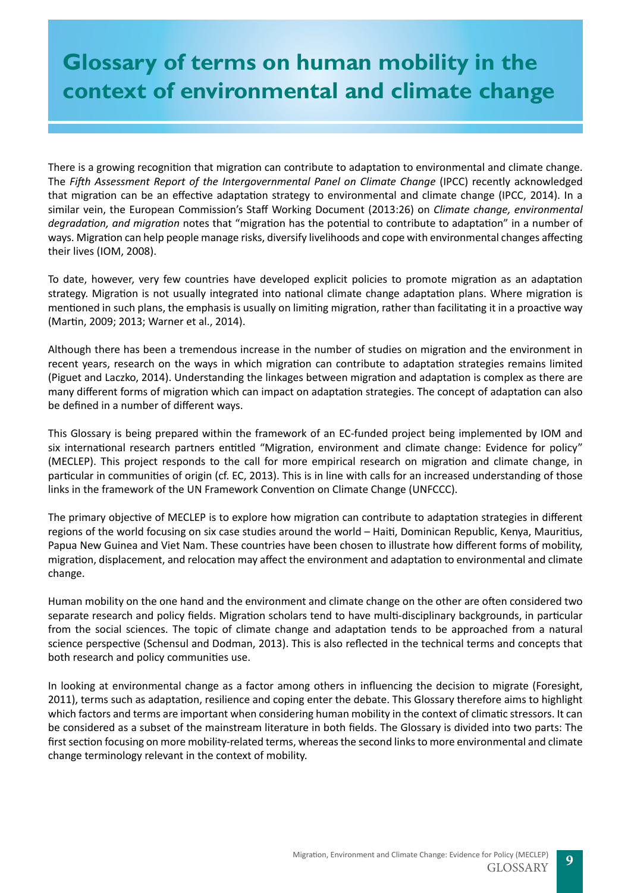# Glossary of terms on human mobility in the context of environmental and climate change

There is a growing recognition that migration can contribute to adaptation to environmental and climate change. The *Fifth Assessment Report of the Intergovernmental Panel on Climate Change* (IPCC) recently acknowledged that migration can be an effective adaptation strategy to environmental and climate change (IPCC, 2014). In a similar vein, the European Commission's Staff Working Document (2013:26) on *Climate change, environmental degradation, and migration* notes that "migration has the potential to contribute to adaptation" in a number of ways. Migration can help people manage risks, diversify livelihoods and cope with environmental changes affecting their lives (IOM, 2008).

To date, however, very few countries have developed explicit policies to promote migration as an adaptation strategy. Migration is not usually integrated into national climate change adaptation plans. Where migration is mentioned in such plans, the emphasis is usually on limiting migration, rather than facilitating it in a proactive way (Martin, 2009; 2013; Warner et al., 2014).

Although there has been a tremendous increase in the number of studies on migration and the environment in recent years, research on the ways in which migration can contribute to adaptation strategies remains limited (Piguet and Laczko, 2014). Understanding the linkages between migration and adaptation is complex as there are many different forms of migration which can impact on adaptation strategies. The concept of adaptation can also be defined in a number of different ways.

This Glossary is being prepared within the framework of an EC-funded project being implemented by IOM and six international research partners entitled "Migration, environment and climate change: Evidence for policy" (MECLEP). This project responds to the call for more empirical research on migration and climate change, in particular in communities of origin (cf. EC, 2013). This is in line with calls for an increased understanding of those links in the framework of the UN Framework Convention on Climate Change (UNFCCC).

The primary objective of MECLEP is to explore how migration can contribute to adaptation strategies in different regions of the world focusing on six case studies around the world – Haiti, Dominican Republic, Kenya, Mauritius, Papua New Guinea and Viet Nam. These countries have been chosen to illustrate how different forms of mobility, migration, displacement, and relocation may affect the environment and adaptation to environmental and climate change.

Human mobility on the one hand and the environment and climate change on the other are often considered two separate research and policy fields. Migration scholars tend to have multi-disciplinary backgrounds, in particular from the social sciences. The topic of climate change and adaptation tends to be approached from a natural science perspective (Schensul and Dodman, 2013). This is also reflected in the technical terms and concepts that both research and policy communities use.

In looking at environmental change as a factor among others in influencing the decision to migrate (Foresight, 2011), terms such as adaptation, resilience and coping enter the debate. This Glossary therefore aims to highlight which factors and terms are important when considering human mobility in the context of climatic stressors. It can be considered as a subset of the mainstream literature in both fields. The Glossary is divided into two parts: The first section focusing on more mobility-related terms, whereas the second links to more environmental and climate change terminology relevant in the context of mobility.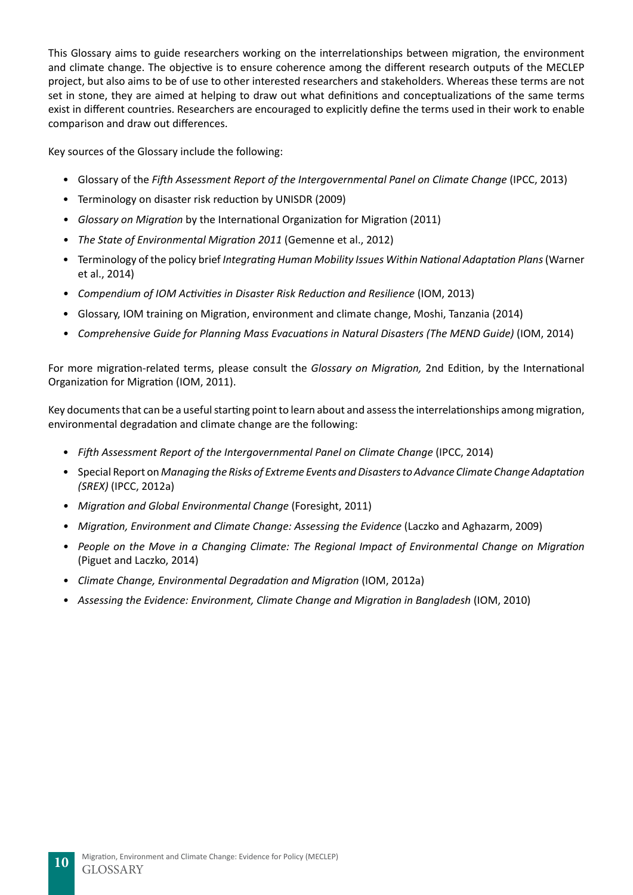This Glossary aims to guide researchers working on the interrelationships between migration, the environment and climate change. The objective is to ensure coherence among the different research outputs of the MECLEP project, but also aims to be of use to other interested researchers and stakeholders. Whereas these terms are not set in stone, they are aimed at helping to draw out what definitions and conceptualizations of the same terms exist in different countries. Researchers are encouraged to explicitly define the terms used in their work to enable comparison and draw out differences.

Key sources of the Glossary include the following:

- Glossary of the *Fifth Assessment Report of the Intergovernmental Panel on Climate Change* (IPCC, 2013)
- Terminology on disaster risk reduction by UNISDR (2009)
- *Glossary on Migration* by the International Organization for Migration (2011)
- *The State of Environmental Migration 2011* (Gemenne et al., 2012)
- Terminology of the policy brief *Integrating Human Mobility Issues Within National Adaptation Plans* (Warner et al., 2014)
- *Compendium of IOM Activities in Disaster Risk Reduction and Resilience* (IOM, 2013)
- Glossary, IOM training on Migration, environment and climate change, Moshi, Tanzania (2014)
- *Comprehensive Guide for Planning Mass Evacuations in Natural Disasters (The MEND Guide)* (IOM, 2014)

For more migration-related terms, please consult the *Glossary on Migration,* 2nd Edition, by the International Organization for Migration (IOM, 2011).

Key documents that can be a useful starting point to learn about and assess the interrelationships among migration, environmental degradation and climate change are the following:

- *Fifth Assessment Report of the Intergovernmental Panel on Climate Change* (IPCC, 2014)
- Special Report on *Managing the Risks of Extreme Events and Disasters to Advance Climate Change Adaptation (SREX)* (IPCC, 2012a)
- *Migration and Global Environmental Change* (Foresight, 2011)
- *Migration, Environment and Climate Change: Assessing the Evidence* (Laczko and Aghazarm, 2009)
- *People on the Move in a Changing Climate: The Regional Impact of Environmental Change on Migration* (Piguet and Laczko, 2014)
- *Climate Change, Environmental Degradation and Migration* (IOM, 2012a)
- *Assessing the Evidence: Environment, Climate Change and Migration in Bangladesh* (IOM, 2010)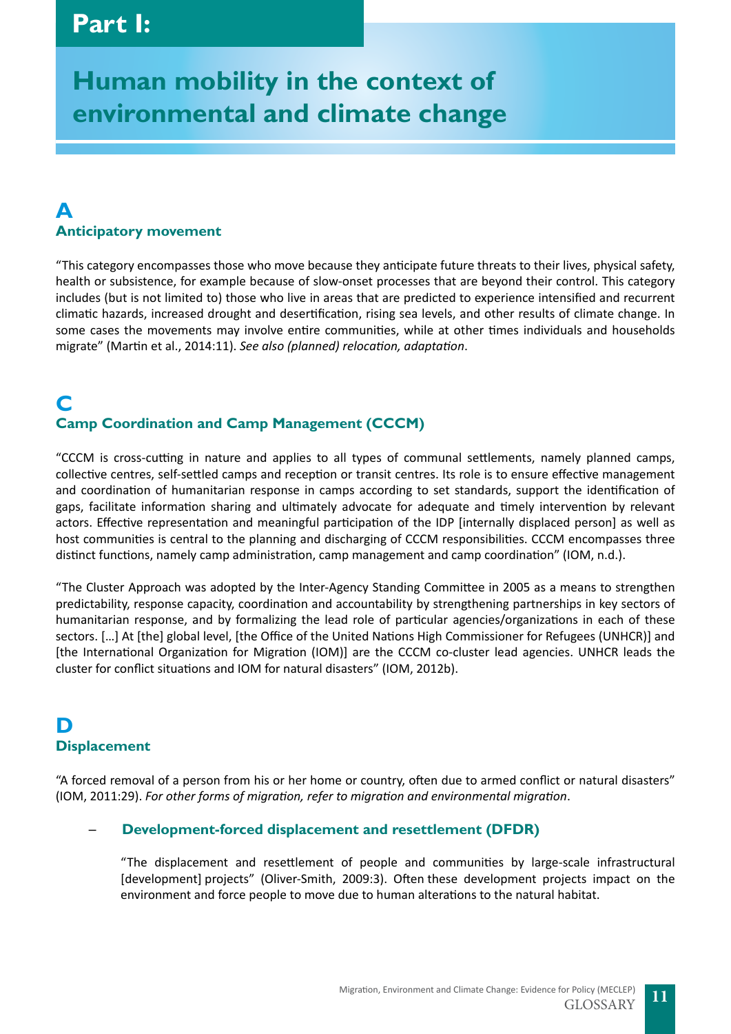# Part I:

# Human mobility in the context of environmental and climate change

## A

### Anticipatory movement

"This category encompasses those who move because they anticipate future threats to their lives, physical safety, health or subsistence, for example because of slow-onset processes that are beyond their control. This category includes (but is not limited to) those who live in areas that are predicted to experience intensified and recurrent climatic hazards, increased drought and desertification, rising sea levels, and other results of climate change. In some cases the movements may involve entire communities, while at other times individuals and households migrate" (Martin et al., 2014:11). *See also (planned) relocation, adaptation*.

## C

### Camp Coordination and Camp Management (CCCM)

"CCCM is cross-cutting in nature and applies to all types of communal settlements, namely planned camps, collective centres, self-settled camps and reception or transit centres. Its role is to ensure effective management and coordination of humanitarian response in camps according to set standards, support the identification of gaps, facilitate information sharing and ultimately advocate for adequate and timely intervention by relevant actors. Effective representation and meaningful participation of the IDP [internally displaced person] as well as host communities is central to the planning and discharging of CCCM responsibilities. CCCM encompasses three distinct functions, namely camp administration, camp management and camp coordination" (IOM, n.d.).

"The Cluster Approach was adopted by the Inter-Agency Standing Committee in 2005 as a means to strengthen predictability, response capacity, coordination and accountability by strengthening partnerships in key sectors of humanitarian response, and by formalizing the lead role of particular agencies/organizations in each of these sectors. [...] At [the] global level, [the Office of the United Nations High Commissioner for Refugees (UNHCR)] and [the International Organization for Migration (IOM)] are the CCCM co-cluster lead agencies. UNHCR leads the cluster for conflict situations and IOM for natural disasters" (IOM, 2012b).

## D

### Displacement

"A forced removal of a person from his or her home or country, often due to armed conflict or natural disasters" (IOM, 2011:29). *For other forms of migration, refer to migration and environmental migration*.

#### – Development-forced displacement and resettlement (DFDR)

"The displacement and resettlement of people and communities by large-scale infrastructural [development] projects" (Oliver-Smith, 2009:3). Often these development projects impact on the environment and force people to move due to human alterations to the natural habitat.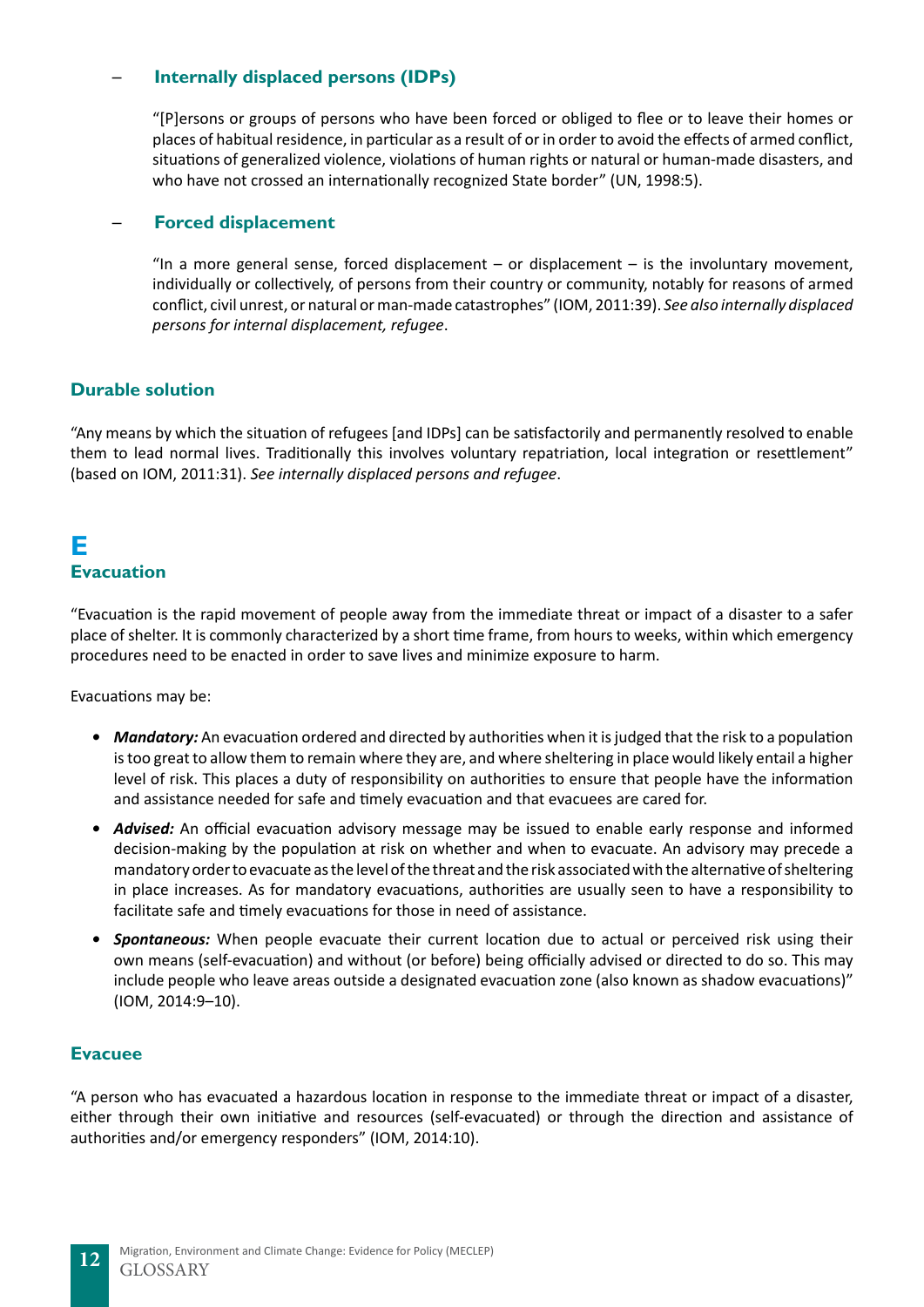– **Internally displaced persons (IDPs)**

"[P]ersons or groups of persons who have been forced or obliged to flee or to leave their homes or places of habitual residence, in particular as a result of or in order to avoid the effects of armed conflict, situations of generalized violence, violations of human rights or natural or human-made disasters, and who have not crossed an internationally recognized State border" (UN, 1998:5).

– **Forced displacement**

"In a more general sense, forced displacement – or displacement – is the involuntary movement, individually or collectively, of persons from their country or community, notably for reasons of armed conflict, civil unrest, or natural or man-made catastrophes" (IOM, 2011:39). *See also internally displaced persons for internal displacement, refugee*.

### Durable solution

"Any means by which the situation of refugees [and IDPs] can be satisfactorily and permanently resolved to enable them to lead normal lives. Traditionally this involves voluntary repatriation, local integration or resettlement" (based on IOM, 2011:31). *See internally displaced persons and refugee*.

## E

### Evacuation

"Evacuation is the rapid movement of people away from the immediate threat or impact of a disaster to a safer place of shelter. It is commonly characterized by a short time frame, from hours to weeks, within which emergency procedures need to be enacted in order to save lives and minimize exposure to harm.

Evacuations may be:

- ***Mandatory:*** An evacuation ordered and directed by authorities when it is judged that the risk to a population is too great to allow them to remain where they are, and where sheltering in place would likely entail a higher level of risk. This places a duty of responsibility on authorities to ensure that people have the information and assistance needed for safe and timely evacuation and that evacuees are cared for.
- ***Advised:*** An official evacuation advisory message may be issued to enable early response and informed decision-making by the population at risk on whether and when to evacuate. An advisory may precede a mandatory order to evacuate as the level of the threat and the risk associated with the alternative of sheltering in place increases. As for mandatory evacuations, authorities are usually seen to have a responsibility to facilitate safe and timely evacuations for those in need of assistance.
- ***Spontaneous:*** When people evacuate their current location due to actual or perceived risk using their own means (self-evacuation) and without (or before) being officially advised or directed to do so. This may include people who leave areas outside a designated evacuation zone (also known as shadow evacuations)" (IOM, 2014:9–10).

### Evacuee

"A person who has evacuated a hazardous location in response to the immediate threat or impact of a disaster, either through their own initiative and resources (self-evacuated) or through the direction and assistance of authorities and/or emergency responders" (IOM, 2014:10).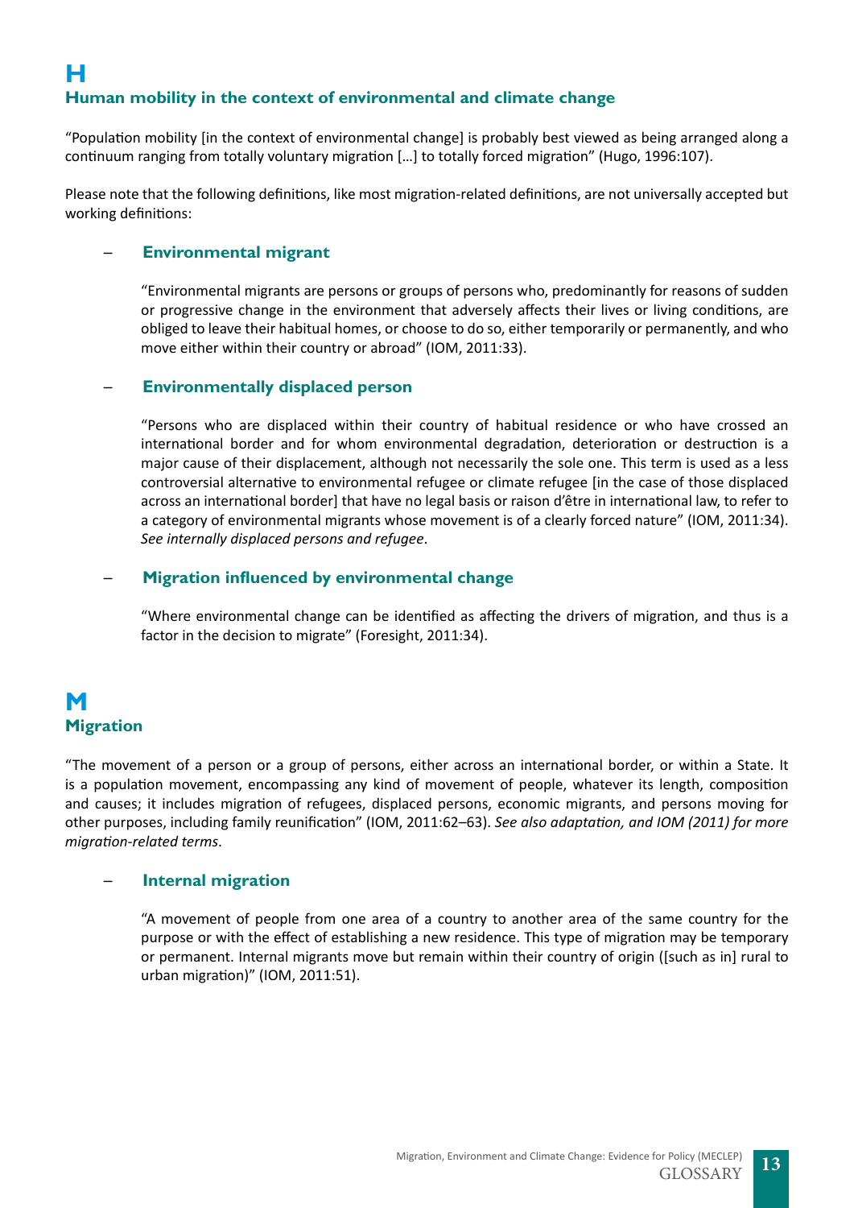# H

## Human mobility in the context of environmental and climate change

"Population mobility [in the context of environmental change] is probably best viewed as being arranged along a continuum ranging from totally voluntary migration […] to totally forced migration" (Hugo, 1996:107).

Please note that the following definitions, like most migration-related definitions, are not universally accepted but working definitions:

### – Environmental migrant

"Environmental migrants are persons or groups of persons who, predominantly for reasons of sudden or progressive change in the environment that adversely affects their lives or living conditions, are obliged to leave their habitual homes, or choose to do so, either temporarily or permanently, and who move either within their country or abroad" (IOM, 2011:33).

### – Environmentally displaced person

"Persons who are displaced within their country of habitual residence or who have crossed an international border and for whom environmental degradation, deterioration or destruction is a major cause of their displacement, although not necessarily the sole one. This term is used as a less controversial alternative to environmental refugee or climate refugee [in the case of those displaced across an international border] that have no legal basis or raison d'être in international law, to refer to a category of environmental migrants whose movement is of a clearly forced nature" (IOM, 2011:34). *See internally displaced persons and refugee*.

### – Migration influenced by environmental change

"Where environmental change can be identified as affecting the drivers of migration, and thus is a factor in the decision to migrate" (Foresight, 2011:34).

# M

## Migration

"The movement of a person or a group of persons, either across an international border, or within a State. It is a population movement, encompassing any kind of movement of people, whatever its length, composition and causes; it includes migration of refugees, displaced persons, economic migrants, and persons moving for other purposes, including family reunification" (IOM, 2011:62–63). *See also adaptation, and IOM (2011) for more migration-related terms*.

### – Internal migration

"A movement of people from one area of a country to another area of the same country for the purpose or with the effect of establishing a new residence. This type of migration may be temporary or permanent. Internal migrants move but remain within their country of origin ([such as in] rural to urban migration)" (IOM, 2011:51).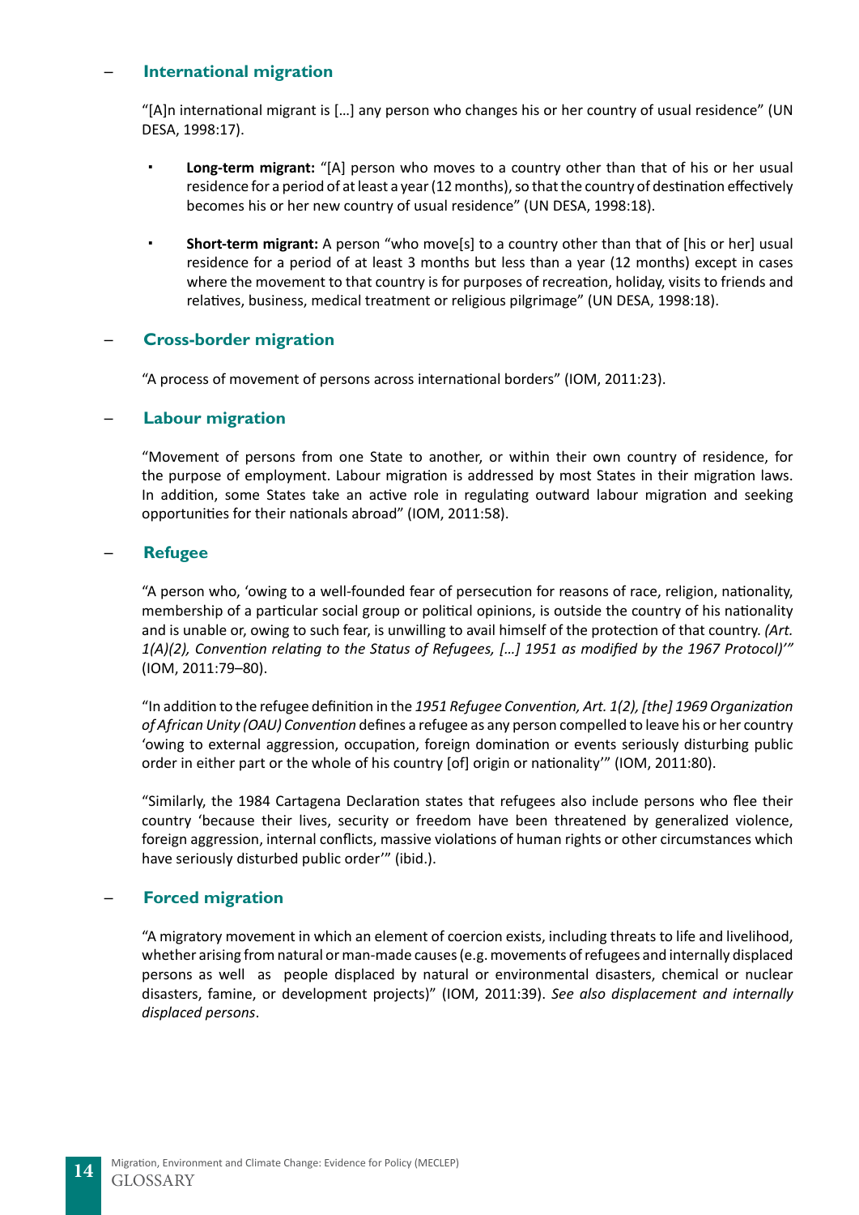### – International migration

"[A]n international migrant is […] any person who changes his or her country of usual residence" (UN DESA, 1998:17).

- **Long-term migrant:** "[A] person who moves to a country other than that of his or her usual residence for a period of at least a year (12 months), so that the country of destination effectively becomes his or her new country of usual residence" (UN DESA, 1998:18).

- **Short-term migrant:** A person "who move[s] to a country other than that of [his or her] usual residence for a period of at least 3 months but less than a year (12 months) except in cases where the movement to that country is for purposes of recreation, holiday, visits to friends and relatives, business, medical treatment or religious pilgrimage" (UN DESA, 1998:18).

### – Cross-border migration

"A process of movement of persons across international borders" (IOM, 2011:23).

### – Labour migration

"Movement of persons from one State to another, or within their own country of residence, for the purpose of employment. Labour migration is addressed by most States in their migration laws. In addition, some States take an active role in regulating outward labour migration and seeking opportunities for their nationals abroad" (IOM, 2011:58).

### – Refugee

"A person who, 'owing to a well-founded fear of persecution for reasons of race, religion, nationality, membership of a particular social group or political opinions, is outside the country of his nationality and is unable or, owing to such fear, is unwilling to avail himself of the protection of that country. *(Art. 1(A)(2), Convention relating to the Status of Refugees, […] 1951 as modified by the 1967 Protocol)'"* (IOM, 2011:79–80).

"In addition to the refugee definition in the *1951 Refugee Convention, Art. 1(2), [the] 1969 Organization of African Unity (OAU) Convention* defines a refugee as any person compelled to leave his or her country 'owing to external aggression, occupation, foreign domination or events seriously disturbing public order in either part or the whole of his country [of] origin or nationality'" (IOM, 2011:80).

"Similarly, the 1984 Cartagena Declaration states that refugees also include persons who flee their country 'because their lives, security or freedom have been threatened by generalized violence, foreign aggression, internal conflicts, massive violations of human rights or other circumstances which have seriously disturbed public order'" (ibid.).

### – Forced migration

"A migratory movement in which an element of coercion exists, including threats to life and livelihood, whether arising from natural or man-made causes (e.g. movements of refugees and internally displaced persons as well as people displaced by natural or environmental disasters, chemical or nuclear disasters, famine, or development projects)" (IOM, 2011:39). *See also displacement and internally displaced persons*.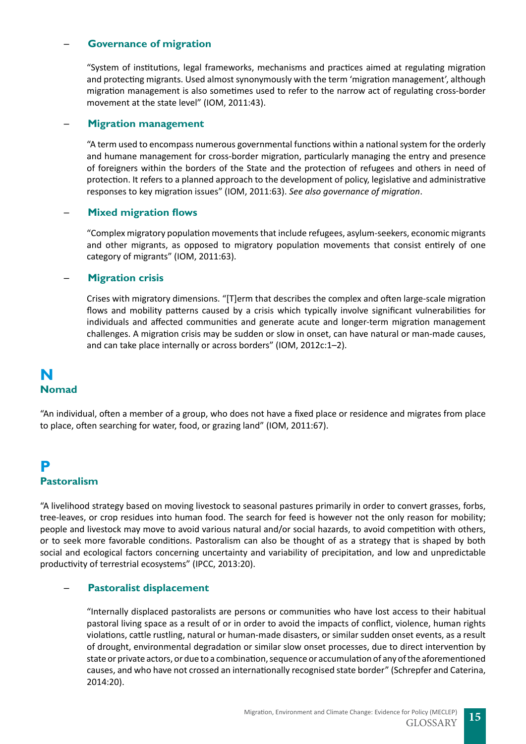- **Governance of migration**

  "System of institutions, legal frameworks, mechanisms and practices aimed at regulating migration and protecting migrants. Used almost synonymously with the term 'migration management', although migration management is also sometimes used to refer to the narrow act of regulating cross-border movement at the state level" (IOM, 2011:43).

- **Migration management**

  "A term used to encompass numerous governmental functions within a national system for the orderly and humane management for cross-border migration, particularly managing the entry and presence of foreigners within the borders of the State and the protection of refugees and others in need of protection. It refers to a planned approach to the development of policy, legislative and administrative responses to key migration issues" (IOM, 2011:63). *See also governance of migration*.

- **Mixed migration flows**

  "Complex migratory population movements that include refugees, asylum-seekers, economic migrants and other migrants, as opposed to migratory population movements that consist entirely of one category of migrants" (IOM, 2011:63).

- **Migration crisis**

  Crises with migratory dimensions. "[T]erm that describes the complex and often large-scale migration flows and mobility patterns caused by a crisis which typically involve significant vulnerabilities for individuals and affected communities and generate acute and longer-term migration management challenges. A migration crisis may be sudden or slow in onset, can have natural or man-made causes, and can take place internally or across borders" (IOM, 2012c:1–2).

# N

## Nomad

"An individual, often a member of a group, who does not have a fixed place or residence and migrates from place to place, often searching for water, food, or grazing land" (IOM, 2011:67).

# P

## Pastoralism

"A livelihood strategy based on moving livestock to seasonal pastures primarily in order to convert grasses, forbs, tree-leaves, or crop residues into human food. The search for feed is however not the only reason for mobility; people and livestock may move to avoid various natural and/or social hazards, to avoid competition with others, or to seek more favorable conditions. Pastoralism can also be thought of as a strategy that is shaped by both social and ecological factors concerning uncertainty and variability of precipitation, and low and unpredictable productivity of terrestrial ecosystems" (IPCC, 2013:20).

- **Pastoralist displacement**

  "Internally displaced pastoralists are persons or communities who have lost access to their habitual pastoral living space as a result of or in order to avoid the impacts of conflict, violence, human rights violations, cattle rustling, natural or human-made disasters, or similar sudden onset events, as a result of drought, environmental degradation or similar slow onset processes, due to direct intervention by state or private actors, or due to a combination, sequence or accumulation of any of the aforementioned causes, and who have not crossed an internationally recognised state border" (Schrepfer and Caterina, 2014:20).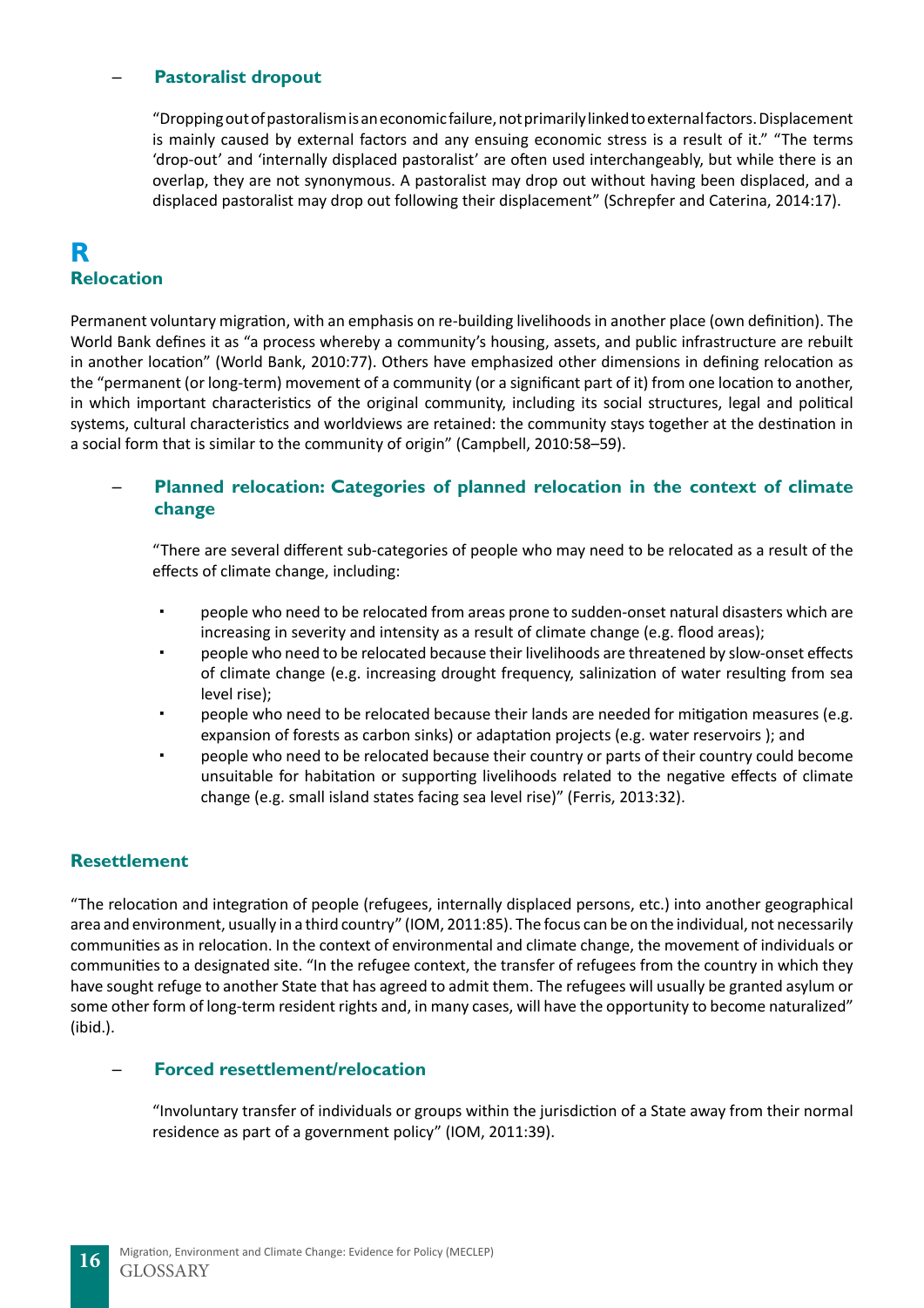### – Pastoralist dropout

"Dropping out of pastoralism is an economic failure, not primarily linked to external factors. Displacement is mainly caused by external factors and any ensuing economic stress is a result of it." "The terms 'drop-out' and 'internally displaced pastoralist' are often used interchangeably, but while there is an overlap, they are not synonymous. A pastoralist may drop out without having been displaced, and a displaced pastoralist may drop out following their displacement" (Schrepfer and Caterina, 2014:17).

# R

## Relocation

Permanent voluntary migration, with an emphasis on re-building livelihoods in another place (own definition). The World Bank defines it as "a process whereby a community's housing, assets, and public infrastructure are rebuilt in another location" (World Bank, 2010:77). Others have emphasized other dimensions in defining relocation as the "permanent (or long-term) movement of a community (or a significant part of it) from one location to another, in which important characteristics of the original community, including its social structures, legal and political systems, cultural characteristics and worldviews are retained: the community stays together at the destination in a social form that is similar to the community of origin" (Campbell, 2010:58–59).

### – Planned relocation: Categories of planned relocation in the context of climate change

"There are several different sub-categories of people who may need to be relocated as a result of the effects of climate change, including:

- people who need to be relocated from areas prone to sudden-onset natural disasters which are increasing in severity and intensity as a result of climate change (e.g. flood areas);
- people who need to be relocated because their livelihoods are threatened by slow-onset effects of climate change (e.g. increasing drought frequency, salinization of water resulting from sea level rise);
- people who need to be relocated because their lands are needed for mitigation measures (e.g. expansion of forests as carbon sinks) or adaptation projects (e.g. water reservoirs ); and
- people who need to be relocated because their country or parts of their country could become unsuitable for habitation or supporting livelihoods related to the negative effects of climate change (e.g. small island states facing sea level rise)" (Ferris, 2013:32).

## Resettlement

"The relocation and integration of people (refugees, internally displaced persons, etc.) into another geographical area and environment, usually in a third country" (IOM, 2011:85). The focus can be on the individual, not necessarily communities as in relocation. In the context of environmental and climate change, the movement of individuals or communities to a designated site. "In the refugee context, the transfer of refugees from the country in which they have sought refuge to another State that has agreed to admit them. The refugees will usually be granted asylum or some other form of long-term resident rights and, in many cases, will have the opportunity to become naturalized" (ibid.).

### – Forced resettlement/relocation

"Involuntary transfer of individuals or groups within the jurisdiction of a State away from their normal residence as part of a government policy" (IOM, 2011:39).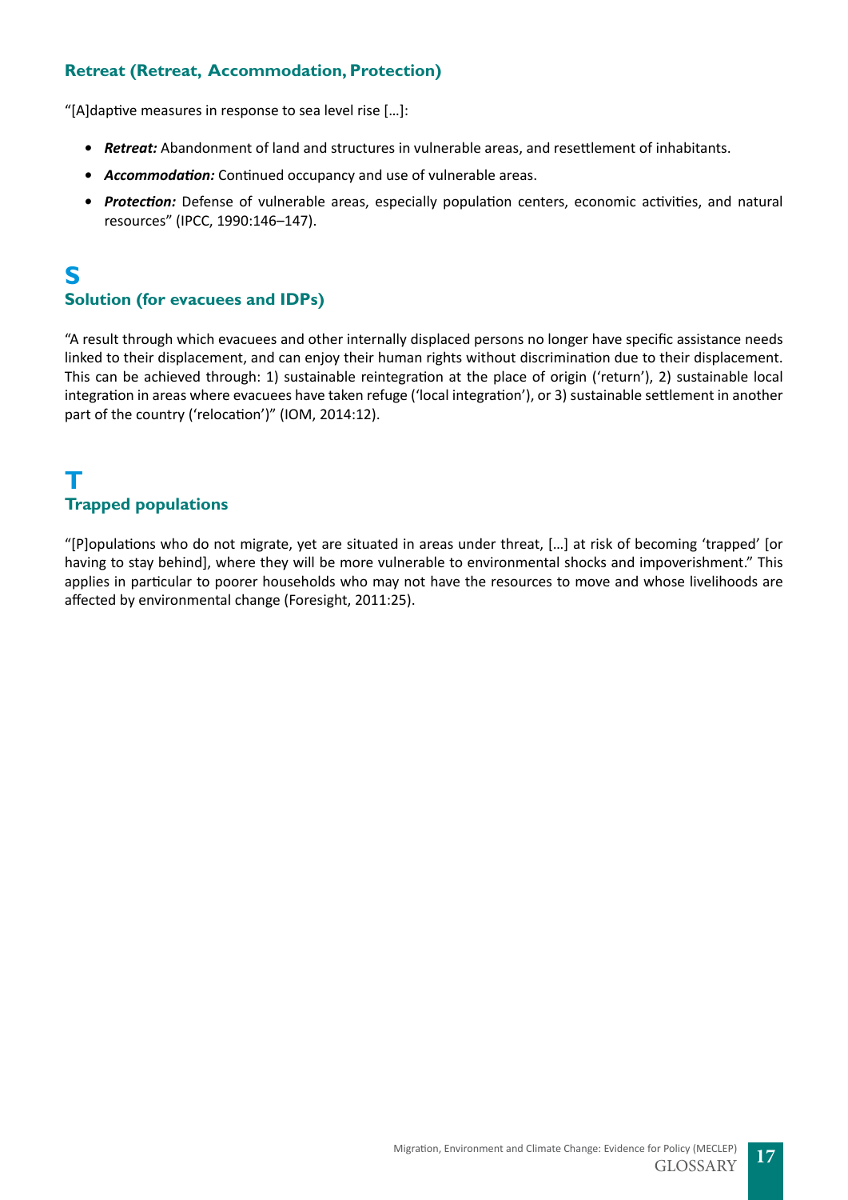### Retreat (Retreat, Accommodation, Protection)

"[A]daptive measures in response to sea level rise […]:

- ***Retreat:*** Abandonment of land and structures in vulnerable areas, and resettlement of inhabitants.
- ***Accommodation:*** Continued occupancy and use of vulnerable areas.
- ***Protection:*** Defense of vulnerable areas, especially population centers, economic activities, and natural resources" (IPCC, 1990:146–147).

## S

### Solution (for evacuees and IDPs)

"A result through which evacuees and other internally displaced persons no longer have specific assistance needs linked to their displacement, and can enjoy their human rights without discrimination due to their displacement. This can be achieved through: 1) sustainable reintegration at the place of origin ('return'), 2) sustainable local integration in areas where evacuees have taken refuge ('local integration'), or 3) sustainable settlement in another part of the country ('relocation')" (IOM, 2014:12).

## T

### Trapped populations

"[P]opulations who do not migrate, yet are situated in areas under threat, […] at risk of becoming 'trapped' [or having to stay behind], where they will be more vulnerable to environmental shocks and impoverishment." This applies in particular to poorer households who may not have the resources to move and whose livelihoods are affected by environmental change (Foresight, 2011:25).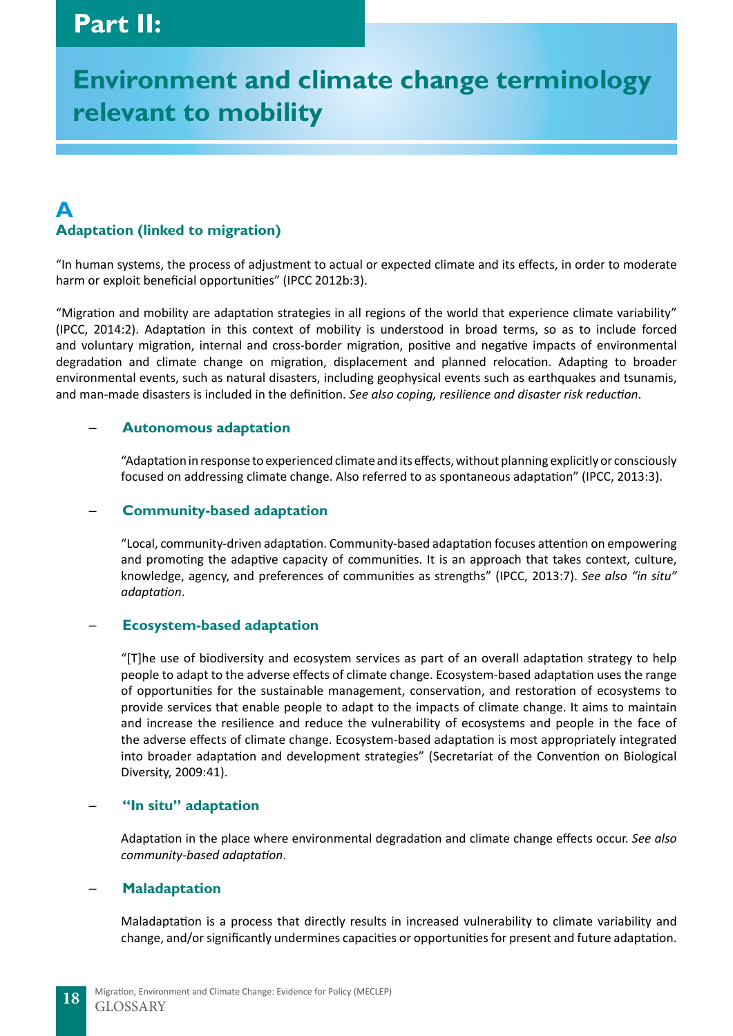# Part II:

# Environment and climate change terminology relevant to mobility

## A

### Adaptation (linked to migration)

"In human systems, the process of adjustment to actual or expected climate and its effects, in order to moderate harm or exploit beneficial opportunities" (IPCC 2012b:3).

"Migration and mobility are adaptation strategies in all regions of the world that experience climate variability" (IPCC, 2014:2). Adaptation in this context of mobility is understood in broad terms, so as to include forced and voluntary migration, internal and cross-border migration, positive and negative impacts of environmental degradation and climate change on migration, displacement and planned relocation. Adapting to broader environmental events, such as natural disasters, including geophysical events such as earthquakes and tsunamis, and man-made disasters is included in the definition. *See also coping, resilience and disaster risk reduction*.

#### – Autonomous adaptation

"Adaptation in response to experienced climate and its effects, without planning explicitly or consciously focused on addressing climate change. Also referred to as spontaneous adaptation" (IPCC, 2013:3).

#### – Community-based adaptation

"Local, community-driven adaptation. Community-based adaptation focuses attention on empowering and promoting the adaptive capacity of communities. It is an approach that takes context, culture, knowledge, agency, and preferences of communities as strengths" (IPCC, 2013:7). *See also "in situ" adaptation*.

#### – Ecosystem-based adaptation

"[T]he use of biodiversity and ecosystem services as part of an overall adaptation strategy to help people to adapt to the adverse effects of climate change. Ecosystem-based adaptation uses the range of opportunities for the sustainable management, conservation, and restoration of ecosystems to provide services that enable people to adapt to the impacts of climate change. It aims to maintain and increase the resilience and reduce the vulnerability of ecosystems and people in the face of the adverse effects of climate change. Ecosystem-based adaptation is most appropriately integrated into broader adaptation and development strategies" (Secretariat of the Convention on Biological Diversity, 2009:41).

#### – "In situ" adaptation

Adaptation in the place where environmental degradation and climate change effects occur. *See also community-based adaptation*.

#### – Maladaptation

Maladaptation is a process that directly results in increased vulnerability to climate variability and change, and/or significantly undermines capacities or opportunities for present and future adaptation.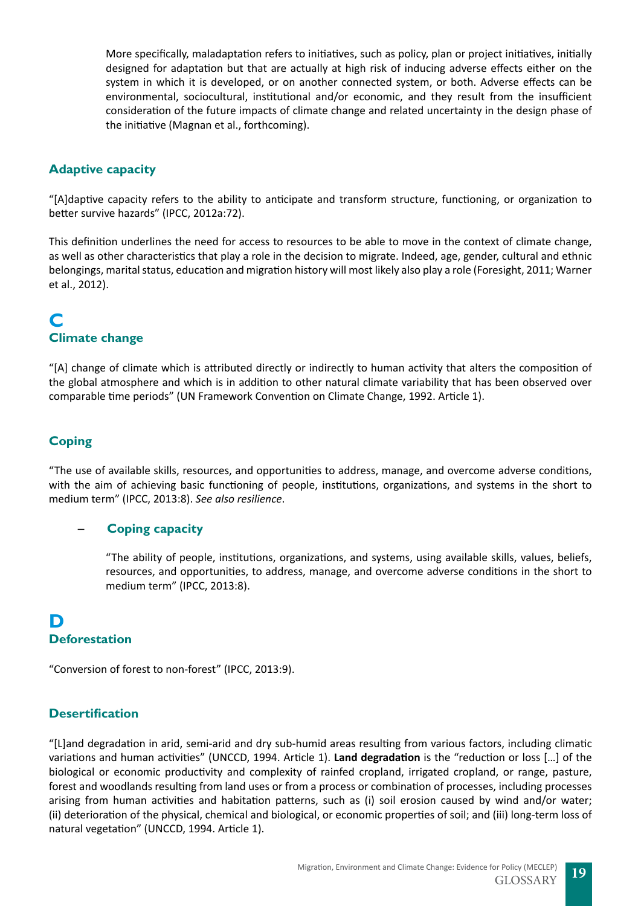More specifically, maladaptation refers to initiatives, such as policy, plan or project initiatives, initially designed for adaptation but that are actually at high risk of inducing adverse effects either on the system in which it is developed, or on another connected system, or both. Adverse effects can be environmental, sociocultural, institutional and/or economic, and they result from the insufficient consideration of the future impacts of climate change and related uncertainty in the design phase of the initiative (Magnan et al., forthcoming).

### Adaptive capacity

"[A]daptive capacity refers to the ability to anticipate and transform structure, functioning, or organization to better survive hazards" (IPCC, 2012a:72).

This definition underlines the need for access to resources to be able to move in the context of climate change, as well as other characteristics that play a role in the decision to migrate. Indeed, age, gender, cultural and ethnic belongings, marital status, education and migration history will most likely also play a role (Foresight, 2011; Warner et al., 2012).

## C

### Climate change

"[A] change of climate which is attributed directly or indirectly to human activity that alters the composition of the global atmosphere and which is in addition to other natural climate variability that has been observed over comparable time periods" (UN Framework Convention on Climate Change, 1992. Article 1).

### Coping

"The use of available skills, resources, and opportunities to address, manage, and overcome adverse conditions, with the aim of achieving basic functioning of people, institutions, organizations, and systems in the short to medium term" (IPCC, 2013:8). *See also resilience*.

#### – Coping capacity

"The ability of people, institutions, organizations, and systems, using available skills, values, beliefs, resources, and opportunities, to address, manage, and overcome adverse conditions in the short to medium term" (IPCC, 2013:8).

## D

### Deforestation

"Conversion of forest to non-forest" (IPCC, 2013:9).

### Desertification

"[L]and degradation in arid, semi-arid and dry sub-humid areas resulting from various factors, including climatic variations and human activities" (UNCCD, 1994. Article 1). **Land degradation** is the "reduction or loss […] of the biological or economic productivity and complexity of rainfed cropland, irrigated cropland, or range, pasture, forest and woodlands resulting from land uses or from a process or combination of processes, including processes arising from human activities and habitation patterns, such as (i) soil erosion caused by wind and/or water; (ii) deterioration of the physical, chemical and biological, or economic properties of soil; and (iii) long-term loss of natural vegetation" (UNCCD, 1994. Article 1).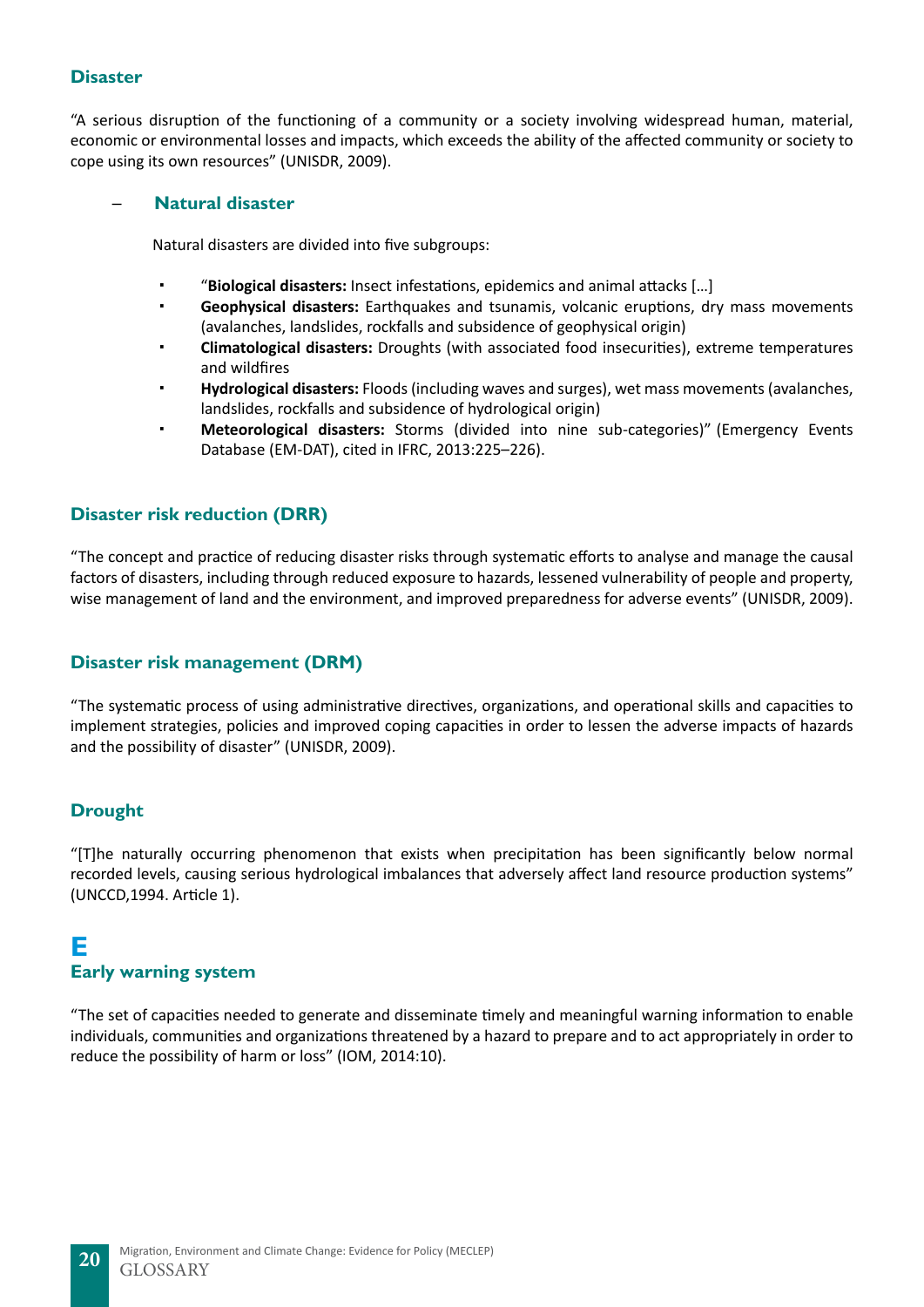### Disaster

“A serious disruption of the functioning of a community or a society involving widespread human, material, economic or environmental losses and impacts, which exceeds the ability of the affected community or society to cope using its own resources” (UNISDR, 2009).

– **Natural disaster**

Natural disasters are divided into five subgroups:

- “**Biological disasters:** Insect infestations, epidemics and animal attacks […]
- **Geophysical disasters:** Earthquakes and tsunamis, volcanic eruptions, dry mass movements (avalanches, landslides, rockfalls and subsidence of geophysical origin)
- **Climatological disasters:** Droughts (with associated food insecurities), extreme temperatures and wildfires
- **Hydrological disasters:** Floods (including waves and surges), wet mass movements (avalanches, landslides, rockfalls and subsidence of hydrological origin)
- **Meteorological disasters:** Storms (divided into nine sub-categories)” (Emergency Events Database (EM-DAT), cited in IFRC, 2013:225–226).

### Disaster risk reduction (DRR)

“The concept and practice of reducing disaster risks through systematic efforts to analyse and manage the causal factors of disasters, including through reduced exposure to hazards, lessened vulnerability of people and property, wise management of land and the environment, and improved preparedness for adverse events” (UNISDR, 2009).

### Disaster risk management (DRM)

“The systematic process of using administrative directives, organizations, and operational skills and capacities to implement strategies, policies and improved coping capacities in order to lessen the adverse impacts of hazards and the possibility of disaster” (UNISDR, 2009).

### Drought

“[T]he naturally occurring phenomenon that exists when precipitation has been significantly below normal recorded levels, causing serious hydrological imbalances that adversely affect land resource production systems” (UNCCD,1994. Article 1).

## E

### Early warning system

“The set of capacities needed to generate and disseminate timely and meaningful warning information to enable individuals, communities and organizations threatened by a hazard to prepare and to act appropriately in order to reduce the possibility of harm or loss” (IOM, 2014:10).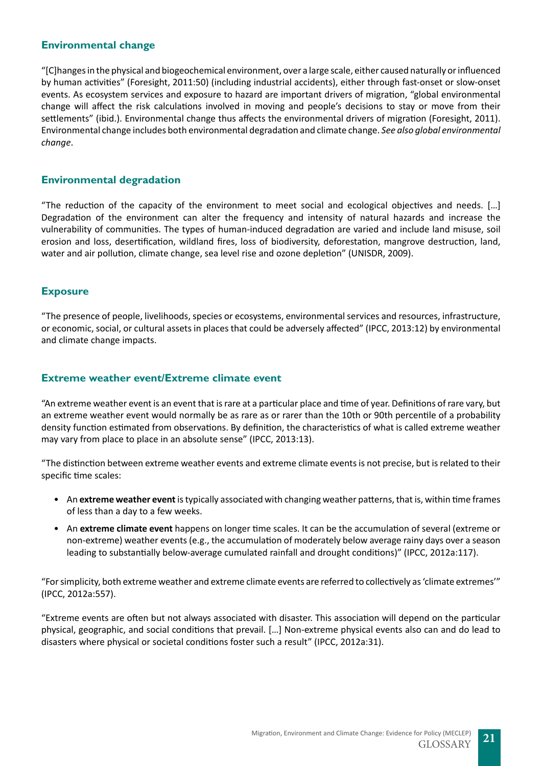## Environmental change

"[C]hanges in the physical and biogeochemical environment, over a large scale, either caused naturally or influenced by human activities" (Foresight, 2011:50) (including industrial accidents), either through fast-onset or slow-onset events. As ecosystem services and exposure to hazard are important drivers of migration, "global environmental change will affect the risk calculations involved in moving and people's decisions to stay or move from their settlements" (ibid.). Environmental change thus affects the environmental drivers of migration (Foresight, 2011). Environmental change includes both environmental degradation and climate change. *See also global environmental change*.

## Environmental degradation

"The reduction of the capacity of the environment to meet social and ecological objectives and needs. [...] Degradation of the environment can alter the frequency and intensity of natural hazards and increase the vulnerability of communities. The types of human-induced degradation are varied and include land misuse, soil erosion and loss, desertification, wildland fires, loss of biodiversity, deforestation, mangrove destruction, land, water and air pollution, climate change, sea level rise and ozone depletion" (UNISDR, 2009).

## Exposure

"The presence of people, livelihoods, species or ecosystems, environmental services and resources, infrastructure, or economic, social, or cultural assets in places that could be adversely affected" (IPCC, 2013:12) by environmental and climate change impacts.

## Extreme weather event/Extreme climate event

"An extreme weather event is an event that is rare at a particular place and time of year. Definitions of rare vary, but an extreme weather event would normally be as rare as or rarer than the 10th or 90th percentile of a probability density function estimated from observations. By definition, the characteristics of what is called extreme weather may vary from place to place in an absolute sense" (IPCC, 2013:13).

"The distinction between extreme weather events and extreme climate events is not precise, but is related to their specific time scales:

- An **extreme weather event** is typically associated with changing weather patterns, that is, within time frames of less than a day to a few weeks.
- An **extreme climate event** happens on longer time scales. It can be the accumulation of several (extreme or non-extreme) weather events (e.g., the accumulation of moderately below average rainy days over a season leading to substantially below-average cumulated rainfall and drought conditions)" (IPCC, 2012a:117).

"For simplicity, both extreme weather and extreme climate events are referred to collectively as 'climate extremes'" (IPCC, 2012a:557).

"Extreme events are often but not always associated with disaster. This association will depend on the particular physical, geographic, and social conditions that prevail. [...] Non-extreme physical events also can and do lead to disasters where physical or societal conditions foster such a result" (IPCC, 2012a:31).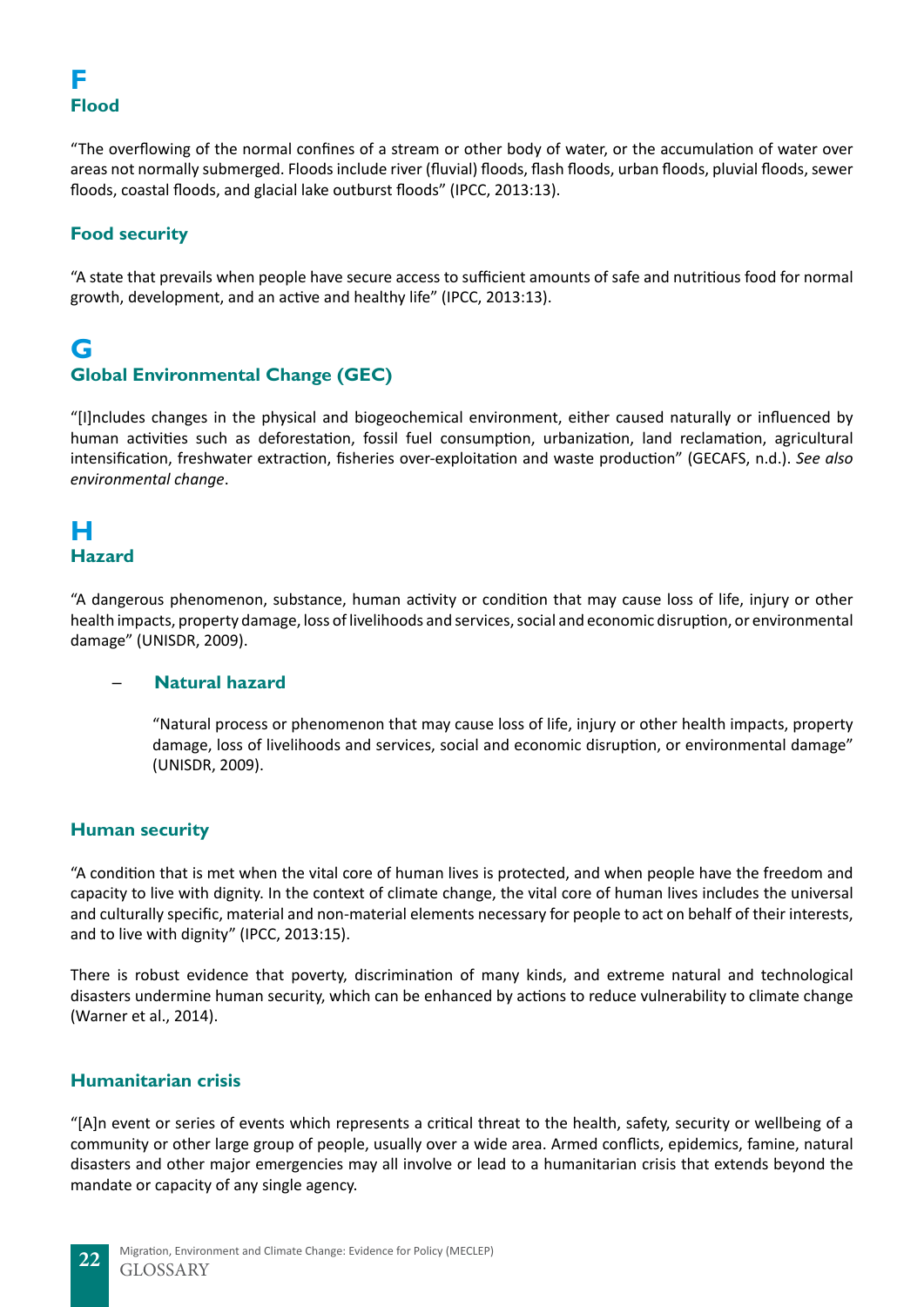# F

## Flood

"The overflowing of the normal confines of a stream or other body of water, or the accumulation of water over areas not normally submerged. Floods include river (fluvial) floods, flash floods, urban floods, pluvial floods, sewer floods, coastal floods, and glacial lake outburst floods" (IPCC, 2013:13).

## Food security

"A state that prevails when people have secure access to sufficient amounts of safe and nutritious food for normal growth, development, and an active and healthy life" (IPCC, 2013:13).

# G

## Global Environmental Change (GEC)

"[I]ncludes changes in the physical and biogeochemical environment, either caused naturally or influenced by human activities such as deforestation, fossil fuel consumption, urbanization, land reclamation, agricultural intensification, freshwater extraction, fisheries over-exploitation and waste production" (GECAFS, n.d.). *See also environmental change*.

# H

## Hazard

"A dangerous phenomenon, substance, human activity or condition that may cause loss of life, injury or other health impacts, property damage, loss of livelihoods and services, social and economic disruption, or environmental damage" (UNISDR, 2009).

### – Natural hazard

"Natural process or phenomenon that may cause loss of life, injury or other health impacts, property damage, loss of livelihoods and services, social and economic disruption, or environmental damage" (UNISDR, 2009).

## Human security

"A condition that is met when the vital core of human lives is protected, and when people have the freedom and capacity to live with dignity. In the context of climate change, the vital core of human lives includes the universal and culturally specific, material and non-material elements necessary for people to act on behalf of their interests, and to live with dignity" (IPCC, 2013:15).

There is robust evidence that poverty, discrimination of many kinds, and extreme natural and technological disasters undermine human security, which can be enhanced by actions to reduce vulnerability to climate change (Warner et al., 2014).

## Humanitarian crisis

"[A]n event or series of events which represents a critical threat to the health, safety, security or wellbeing of a community or other large group of people, usually over a wide area. Armed conflicts, epidemics, famine, natural disasters and other major emergencies may all involve or lead to a humanitarian crisis that extends beyond the mandate or capacity of any single agency.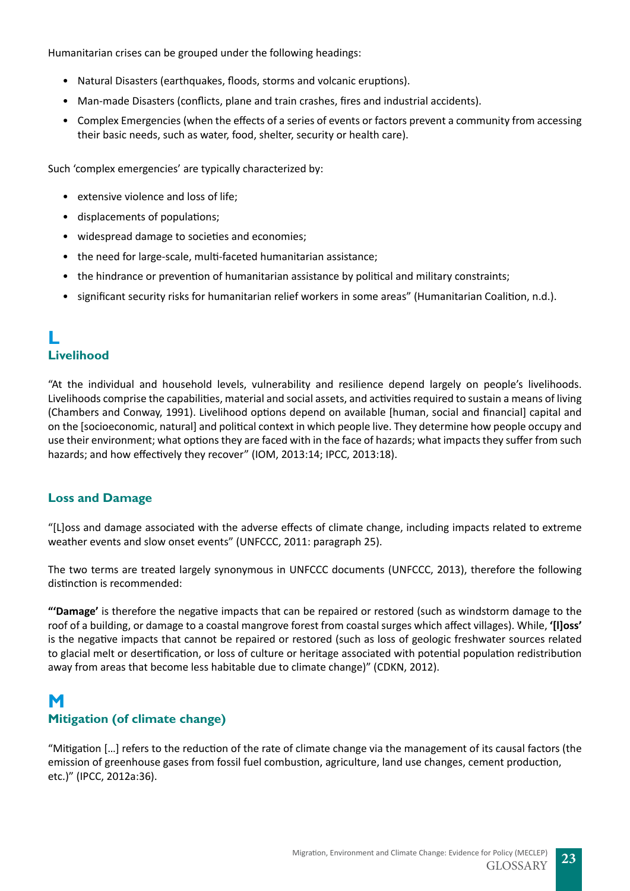Humanitarian crises can be grouped under the following headings:

- Natural Disasters (earthquakes, floods, storms and volcanic eruptions).
- Man-made Disasters (conflicts, plane and train crashes, fires and industrial accidents).
- Complex Emergencies (when the effects of a series of events or factors prevent a community from accessing their basic needs, such as water, food, shelter, security or health care).

Such 'complex emergencies' are typically characterized by:

- extensive violence and loss of life;
- displacements of populations;
- widespread damage to societies and economies;
- the need for large-scale, multi-faceted humanitarian assistance;
- the hindrance or prevention of humanitarian assistance by political and military constraints;
- significant security risks for humanitarian relief workers in some areas" (Humanitarian Coalition, n.d.).

# L

## Livelihood

"At the individual and household levels, vulnerability and resilience depend largely on people's livelihoods. Livelihoods comprise the capabilities, material and social assets, and activities required to sustain a means of living (Chambers and Conway, 1991). Livelihood options depend on available [human, social and financial] capital and on the [socioeconomic, natural] and political context in which people live. They determine how people occupy and use their environment; what options they are faced with in the face of hazards; what impacts they suffer from such hazards; and how effectively they recover" (IOM, 2013:14; IPCC, 2013:18).

## Loss and Damage

"[L]oss and damage associated with the adverse effects of climate change, including impacts related to extreme weather events and slow onset events" (UNFCCC, 2011: paragraph 25).

The two terms are treated largely synonymous in UNFCCC documents (UNFCCC, 2013), therefore the following distinction is recommended:

**"'Damage'** is therefore the negative impacts that can be repaired or restored (such as windstorm damage to the roof of a building, or damage to a coastal mangrove forest from coastal surges which affect villages). While, **'[l]oss'** is the negative impacts that cannot be repaired or restored (such as loss of geologic freshwater sources related to glacial melt or desertification, or loss of culture or heritage associated with potential population redistribution away from areas that become less habitable due to climate change)" (CDKN, 2012).

# M

## Mitigation (of climate change)

"Mitigation [...] refers to the reduction of the rate of climate change via the management of its causal factors (the emission of greenhouse gases from fossil fuel combustion, agriculture, land use changes, cement production, etc.)" (IPCC, 2012a:36).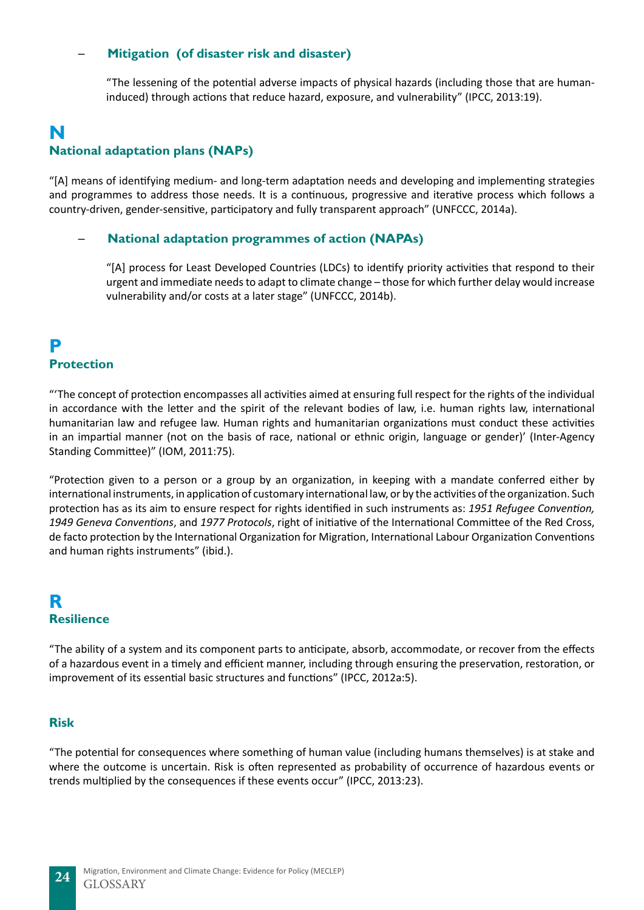### – Mitigation (of disaster risk and disaster)

"The lessening of the potential adverse impacts of physical hazards (including those that are human-induced) through actions that reduce hazard, exposure, and vulnerability" (IPCC, 2013:19).

# N

## National adaptation plans (NAPs)

"[A] means of identifying medium- and long-term adaptation needs and developing and implementing strategies and programmes to address those needs. It is a continuous, progressive and iterative process which follows a country-driven, gender-sensitive, participatory and fully transparent approach" (UNFCCC, 2014a).

### – National adaptation programmes of action (NAPAs)

"[A] process for Least Developed Countries (LDCs) to identify priority activities that respond to their urgent and immediate needs to adapt to climate change – those for which further delay would increase vulnerability and/or costs at a later stage" (UNFCCC, 2014b).

# P

## Protection

"'The concept of protection encompasses all activities aimed at ensuring full respect for the rights of the individual in accordance with the letter and the spirit of the relevant bodies of law, i.e. human rights law, international humanitarian law and refugee law. Human rights and humanitarian organizations must conduct these activities in an impartial manner (not on the basis of race, national or ethnic origin, language or gender)' (Inter-Agency Standing Committee)" (IOM, 2011:75).

"Protection given to a person or a group by an organization, in keeping with a mandate conferred either by international instruments, in application of customary international law, or by the activities of the organization. Such protection has as its aim to ensure respect for rights identified in such instruments as: *1951 Refugee Convention, 1949 Geneva Conventions*, and *1977 Protocols*, right of initiative of the International Committee of the Red Cross, de facto protection by the International Organization for Migration, International Labour Organization Conventions and human rights instruments" (ibid.).

# R

## Resilience

"The ability of a system and its component parts to anticipate, absorb, accommodate, or recover from the effects of a hazardous event in a timely and efficient manner, including through ensuring the preservation, restoration, or improvement of its essential basic structures and functions" (IPCC, 2012a:5).

## Risk

"The potential for consequences where something of human value (including humans themselves) is at stake and where the outcome is uncertain. Risk is often represented as probability of occurrence of hazardous events or trends multiplied by the consequences if these events occur" (IPCC, 2013:23).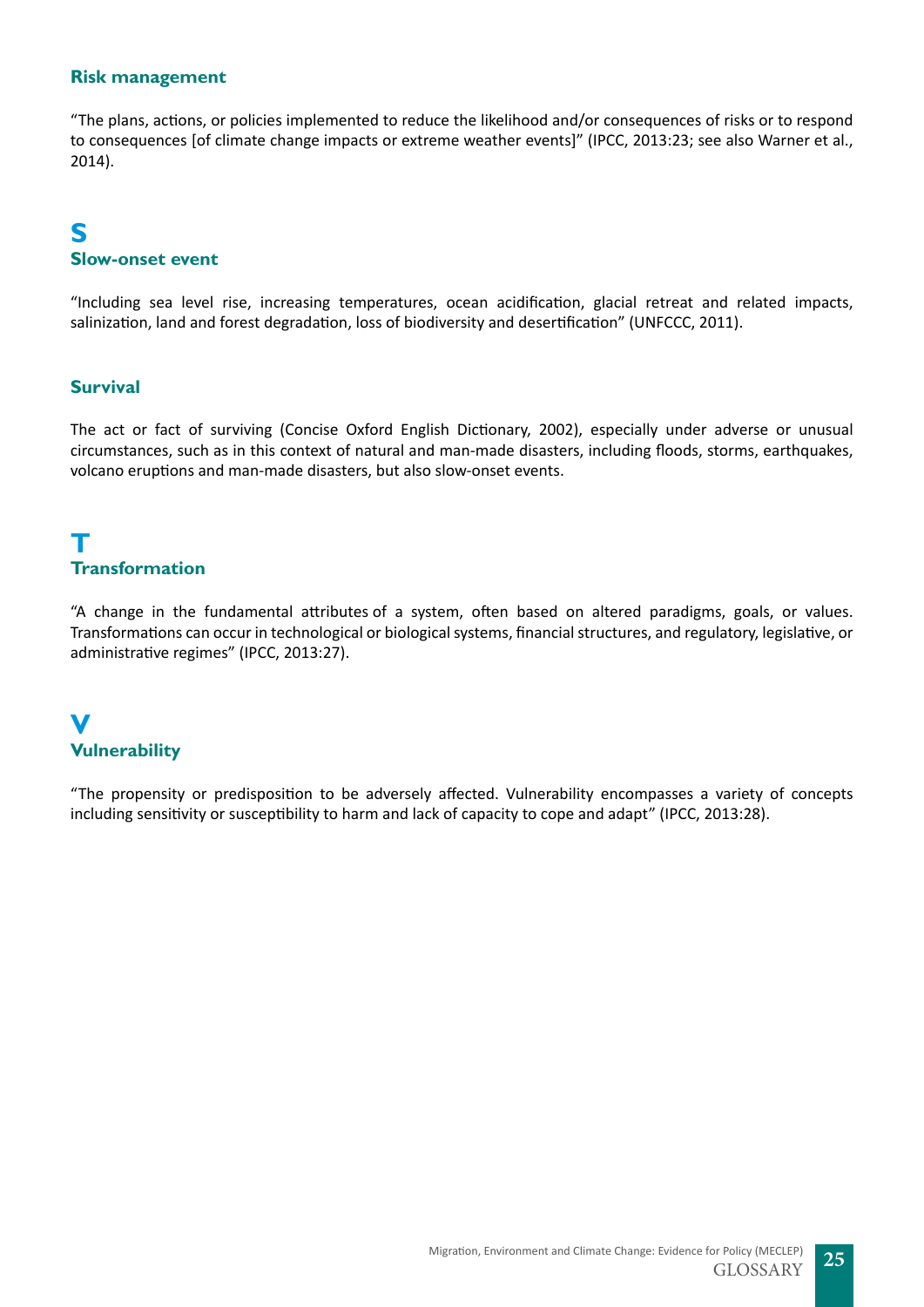### Risk management

"The plans, actions, or policies implemented to reduce the likelihood and/or consequences of risks or to respond to consequences [of climate change impacts or extreme weather events]" (IPCC, 2013:23; see also Warner et al., 2014).

## S

### Slow-onset event

"Including sea level rise, increasing temperatures, ocean acidification, glacial retreat and related impacts, salinization, land and forest degradation, loss of biodiversity and desertification" (UNFCCC, 2011).

### Survival

The act or fact of surviving (Concise Oxford English Dictionary, 2002), especially under adverse or unusual circumstances, such as in this context of natural and man-made disasters, including floods, storms, earthquakes, volcano eruptions and man-made disasters, but also slow-onset events.

## T

### Transformation

"A change in the fundamental attributes of a system, often based on altered paradigms, goals, or values. Transformations can occur in technological or biological systems, financial structures, and regulatory, legislative, or administrative regimes" (IPCC, 2013:27).

## V

### Vulnerability

"The propensity or predisposition to be adversely affected. Vulnerability encompasses a variety of concepts including sensitivity or susceptibility to harm and lack of capacity to cope and adapt" (IPCC, 2013:28).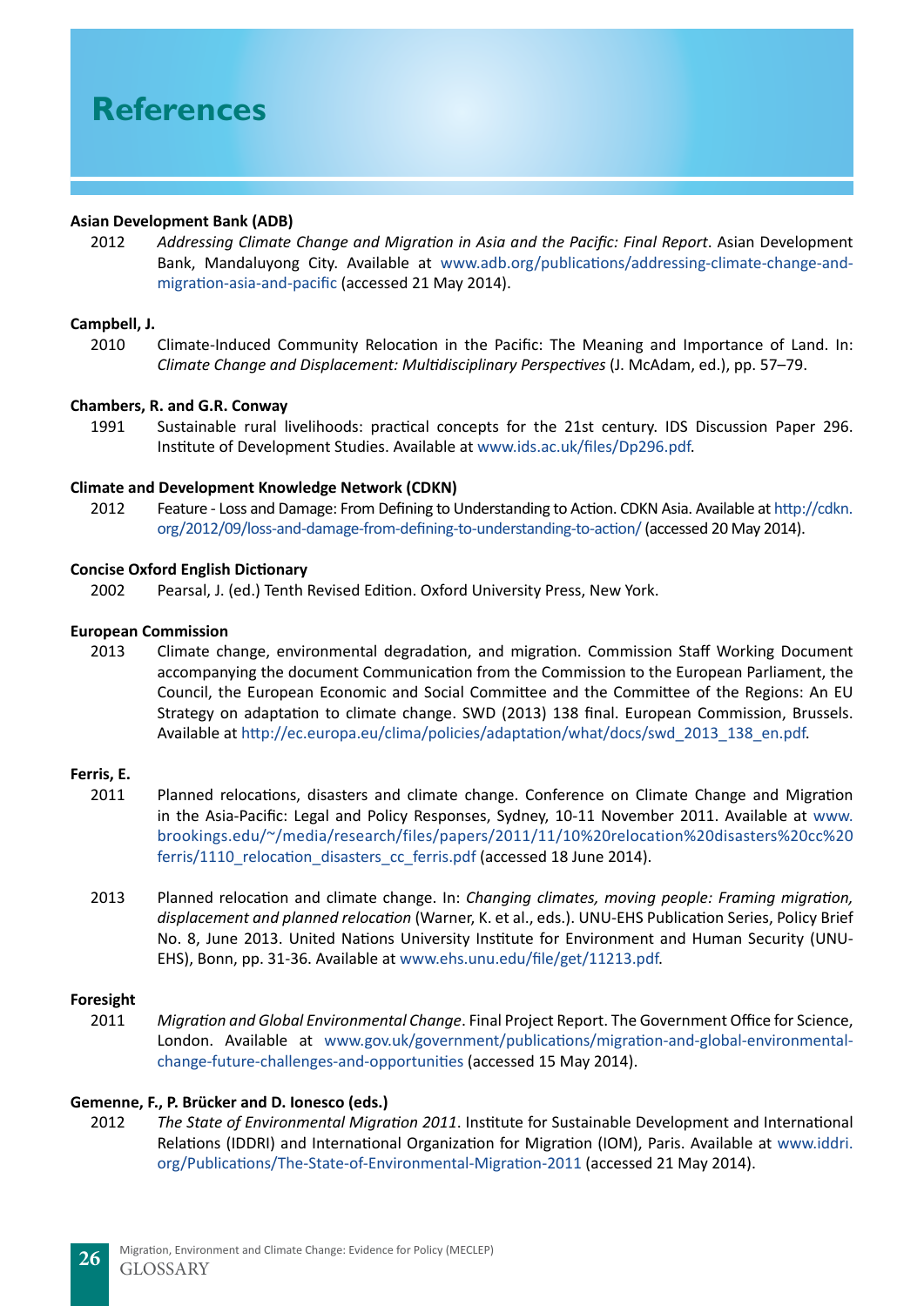# References

**Asian Development Bank (ADB)**

2012 *Addressing Climate Change and Migration in Asia and the Pacific: Final Report*. Asian Development Bank, Mandaluyong City. Available at www.adb.org/publications/addressing-climate-change-and-migration-asia-and-pacific (accessed 21 May 2014).

**Campbell, J.**

2010 Climate-Induced Community Relocation in the Pacific: The Meaning and Importance of Land. In: *Climate Change and Displacement: Multidisciplinary Perspectives* (J. McAdam, ed.), pp. 57–79.

**Chambers, R. and G.R. Conway**

1991 Sustainable rural livelihoods: practical concepts for the 21st century. IDS Discussion Paper 296. Institute of Development Studies. Available at www.ids.ac.uk/files/Dp296.pdf.

**Climate and Development Knowledge Network (CDKN)**

2012 Feature - Loss and Damage: From Defining to Understanding to Action. CDKN Asia. Available at http://cdkn.org/2012/09/loss-and-damage-from-defining-to-understanding-to-action/ (accessed 20 May 2014).

**Concise Oxford English Dictionary**

2002 Pearsal, J. (ed.) Tenth Revised Edition. Oxford University Press, New York.

**European Commission**

2013 Climate change, environmental degradation, and migration. Commission Staff Working Document accompanying the document Communication from the Commission to the European Parliament, the Council, the European Economic and Social Committee and the Committee of the Regions: An EU Strategy on adaptation to climate change. SWD (2013) 138 final. European Commission, Brussels. Available at http://ec.europa.eu/clima/policies/adaptation/what/docs/swd_2013_138_en.pdf.

**Ferris, E.**

2011 Planned relocations, disasters and climate change. Conference on Climate Change and Migration in the Asia-Pacific: Legal and Policy Responses, Sydney, 10-11 November 2011. Available at www.brookings.edu/~/media/research/files/papers/2011/11/10%20relocation%20disasters%20cc%20ferris/1110_relocation_disasters_cc_ferris.pdf (accessed 18 June 2014).

2013 Planned relocation and climate change. In: *Changing climates, moving people: Framing migration, displacement and planned relocation* (Warner, K. et al., eds.). UNU-EHS Publication Series, Policy Brief No. 8, June 2013. United Nations University Institute for Environment and Human Security (UNU-EHS), Bonn, pp. 31-36. Available at www.ehs.unu.edu/file/get/11213.pdf.

**Foresight**

2011 *Migration and Global Environmental Change*. Final Project Report. The Government Office for Science, London. Available at www.gov.uk/government/publications/migration-and-global-environmental-change-future-challenges-and-opportunities (accessed 15 May 2014).

**Gemenne, F., P. Brücker and D. Ionesco (eds.)**

2012 *The State of Environmental Migration 2011*. Institute for Sustainable Development and International Relations (IDDRI) and International Organization for Migration (IOM), Paris. Available at www.iddri.org/Publications/The-State-of-Environmental-Migration-2011 (accessed 21 May 2014).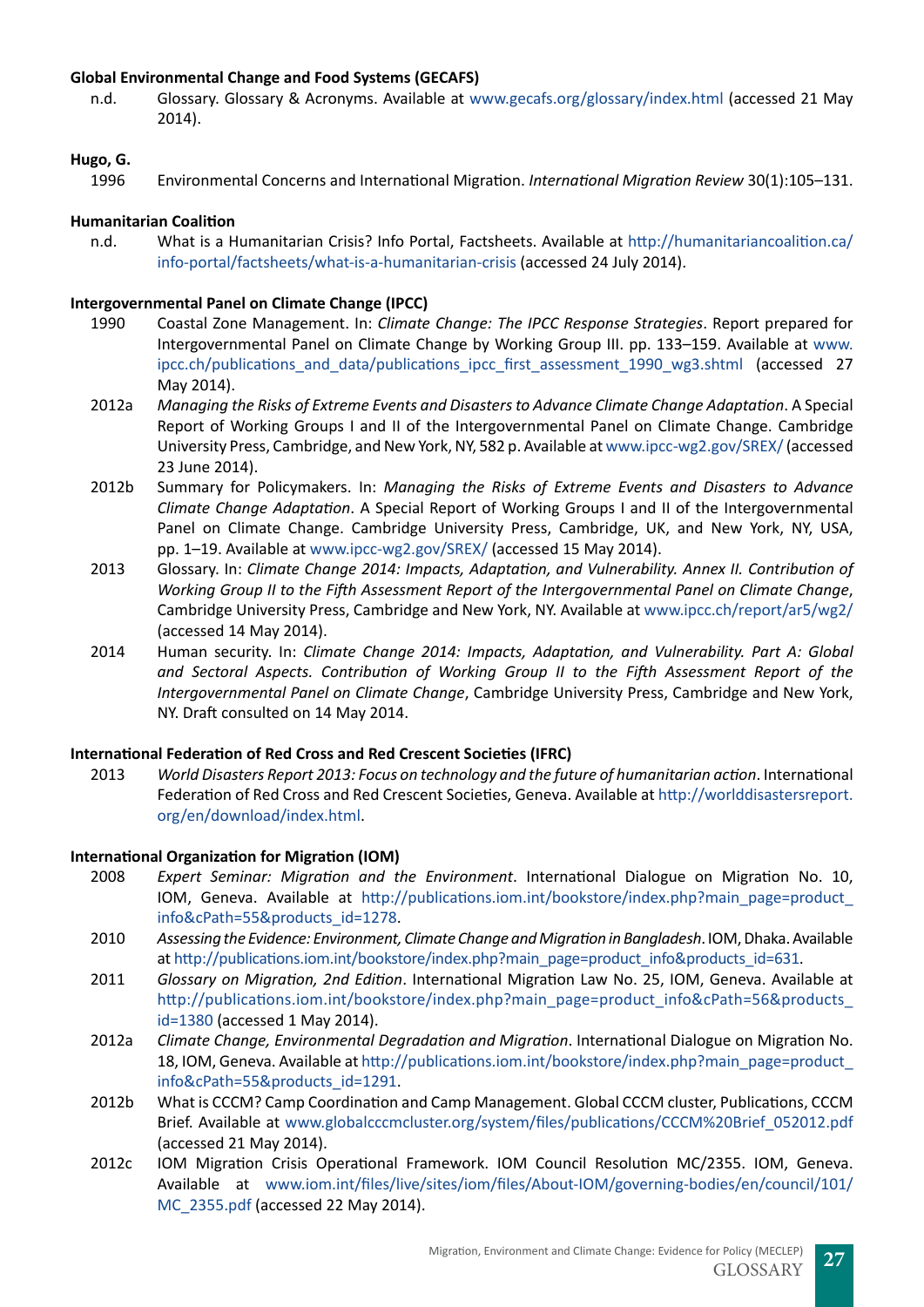**Global Environmental Change and Food Systems (GECAFS)**

n.d. Glossary. Glossary & Acronyms. Available at www.gecafs.org/glossary/index.html (accessed 21 May 2014).

**Hugo, G.**

1996 Environmental Concerns and International Migration. *International Migration Review* 30(1):105–131.

**Humanitarian Coalition**

n.d. What is a Humanitarian Crisis? Info Portal, Factsheets. Available at http://humanitariancoalition.ca/info-portal/factsheets/what-is-a-humanitarian-crisis (accessed 24 July 2014).

**Intergovernmental Panel on Climate Change (IPCC)**

1990 Coastal Zone Management. In: *Climate Change: The IPCC Response Strategies*. Report prepared for Intergovernmental Panel on Climate Change by Working Group III. pp. 133–159. Available at www.ipcc.ch/publications_and_data/publications_ipcc_first_assessment_1990_wg3.shtml (accessed 27 May 2014).

2012a *Managing the Risks of Extreme Events and Disasters to Advance Climate Change Adaptation*. A Special Report of Working Groups I and II of the Intergovernmental Panel on Climate Change. Cambridge University Press, Cambridge, and New York, NY, 582 p. Available at www.ipcc-wg2.gov/SREX/ (accessed 23 June 2014).

2012b Summary for Policymakers. In: *Managing the Risks of Extreme Events and Disasters to Advance Climate Change Adaptation*. A Special Report of Working Groups I and II of the Intergovernmental Panel on Climate Change. Cambridge University Press, Cambridge, UK, and New York, NY, USA, pp. 1–19. Available at www.ipcc-wg2.gov/SREX/ (accessed 15 May 2014).

2013 Glossary. In: *Climate Change 2014: Impacts, Adaptation, and Vulnerability. Annex II. Contribution of Working Group II to the Fifth Assessment Report of the Intergovernmental Panel on Climate Change*, Cambridge University Press, Cambridge and New York, NY. Available at www.ipcc.ch/report/ar5/wg2/ (accessed 14 May 2014).

2014 Human security. In: *Climate Change 2014: Impacts, Adaptation, and Vulnerability. Part A: Global and Sectoral Aspects. Contribution of Working Group II to the Fifth Assessment Report of the Intergovernmental Panel on Climate Change*, Cambridge University Press, Cambridge and New York, NY. Draft consulted on 14 May 2014.

**International Federation of Red Cross and Red Crescent Societies (IFRC)**

2013 *World Disasters Report 2013: Focus on technology and the future of humanitarian action*. International Federation of Red Cross and Red Crescent Societies, Geneva. Available at http://worlddisastersreport.org/en/download/index.html.

**International Organization for Migration (IOM)**

2008 *Expert Seminar: Migration and the Environment*. International Dialogue on Migration No. 10, IOM, Geneva. Available at http://publications.iom.int/bookstore/index.php?main_page=product_info&cPath=55&products_id=1278.

2010 *Assessing the Evidence: Environment, Climate Change and Migration in Bangladesh*. IOM, Dhaka. Available at http://publications.iom.int/bookstore/index.php?main_page=product_info&products_id=631.

2011 *Glossary on Migration, 2nd Edition*. International Migration Law No. 25, IOM, Geneva. Available at http://publications.iom.int/bookstore/index.php?main_page=product_info&cPath=56&products_id=1380 (accessed 1 May 2014).

2012a *Climate Change, Environmental Degradation and Migration*. International Dialogue on Migration No. 18, IOM, Geneva. Available at http://publications.iom.int/bookstore/index.php?main_page=product_info&cPath=55&products_id=1291.

2012b What is CCCM? Camp Coordination and Camp Management. Global CCCM cluster, Publications, CCCM Brief. Available at www.globalcccmcluster.org/system/files/publications/CCCM%20Brief_052012.pdf (accessed 21 May 2014).

2012c IOM Migration Crisis Operational Framework. IOM Council Resolution MC/2355. IOM, Geneva. Available at www.iom.int/files/live/sites/iom/files/About-IOM/governing-bodies/en/council/101/MC_2355.pdf (accessed 22 May 2014).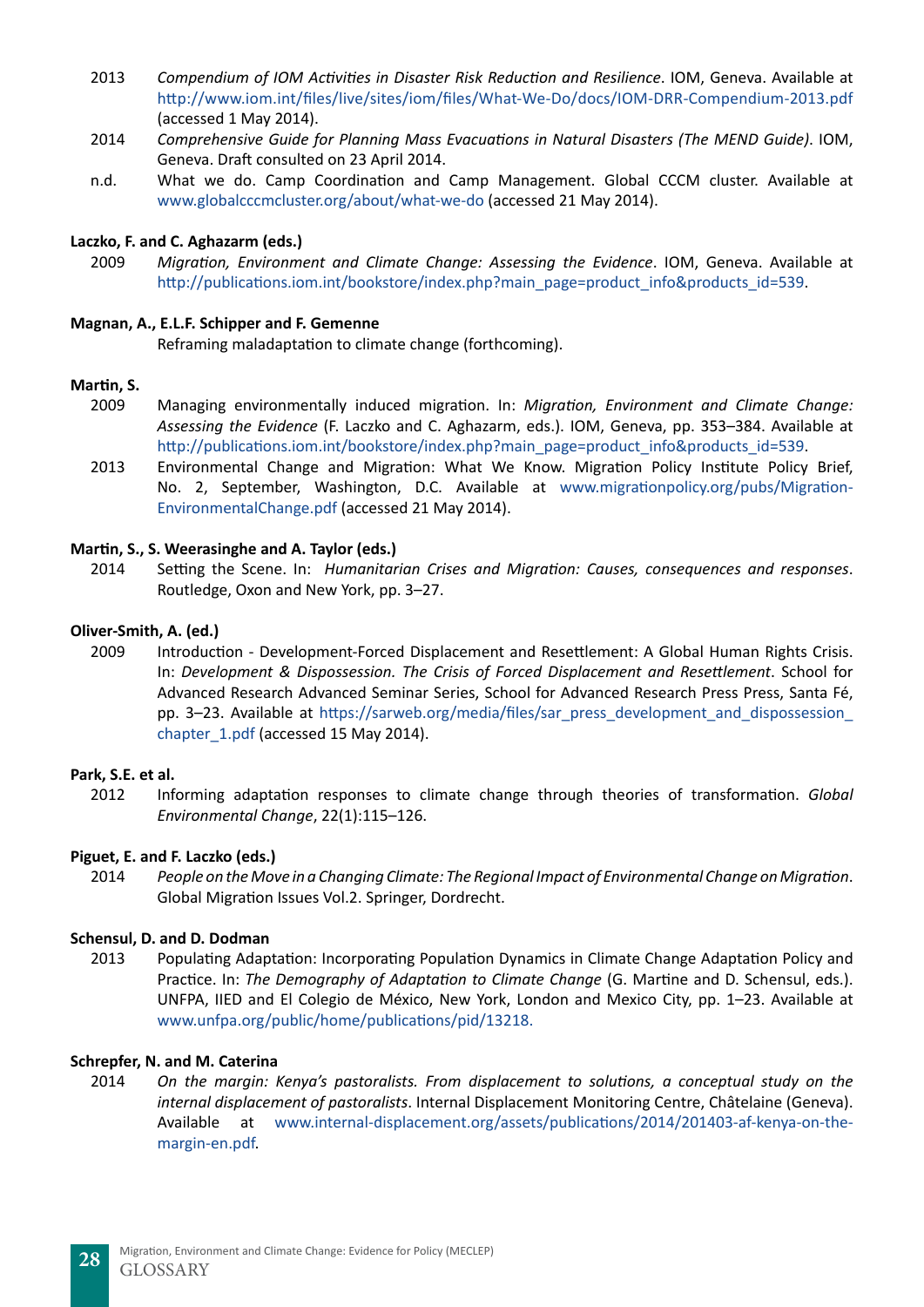2013 *Compendium of IOM Activities in Disaster Risk Reduction and Resilience*. IOM, Geneva. Available at http://www.iom.int/files/live/sites/iom/files/What-We-Do/docs/IOM-DRR-Compendium-2013.pdf (accessed 1 May 2014).

2014 *Comprehensive Guide for Planning Mass Evacuations in Natural Disasters (The MEND Guide)*. IOM, Geneva. Draft consulted on 23 April 2014.

n.d. What we do. Camp Coordination and Camp Management. Global CCCM cluster. Available at www.globalcccmcluster.org/about/what-we-do (accessed 21 May 2014).

**Laczko, F. and C. Aghazarm (eds.)**

2009 *Migration, Environment and Climate Change: Assessing the Evidence*. IOM, Geneva. Available at http://publications.iom.int/bookstore/index.php?main_page=product_info&products_id=539.

**Magnan, A., E.L.F. Schipper and F. Gemenne**

Reframing maladaptation to climate change (forthcoming).

**Martin, S.**

2009 Managing environmentally induced migration. In: *Migration, Environment and Climate Change: Assessing the Evidence* (F. Laczko and C. Aghazarm, eds.). IOM, Geneva, pp. 353–384. Available at http://publications.iom.int/bookstore/index.php?main_page=product_info&products_id=539.

2013 Environmental Change and Migration: What We Know. Migration Policy Institute Policy Brief, No. 2, September, Washington, D.C. Available at www.migrationpolicy.org/pubs/Migration-EnvironmentalChange.pdf (accessed 21 May 2014).

**Martin, S., S. Weerasinghe and A. Taylor (eds.)**

2014 Setting the Scene. In: *Humanitarian Crises and Migration: Causes, consequences and responses*. Routledge, Oxon and New York, pp. 3–27.

**Oliver-Smith, A. (ed.)**

2009 Introduction - Development-Forced Displacement and Resettlement: A Global Human Rights Crisis. In: *Development & Dispossession. The Crisis of Forced Displacement and Resettlement*. School for Advanced Research Advanced Seminar Series, School for Advanced Research Press Press, Santa Fé, pp. 3–23. Available at https://sarweb.org/media/files/sar_press_development_and_dispossession_chapter_1.pdf (accessed 15 May 2014).

**Park, S.E. et al.**

2012 Informing adaptation responses to climate change through theories of transformation. *Global Environmental Change*, 22(1):115–126.

**Piguet, E. and F. Laczko (eds.)**

2014 *People on the Move in a Changing Climate: The Regional Impact of Environmental Change on Migration*. Global Migration Issues Vol.2. Springer, Dordrecht.

**Schensul, D. and D. Dodman**

2013 Populating Adaptation: Incorporating Population Dynamics in Climate Change Adaptation Policy and Practice. In: *The Demography of Adaptation to Climate Change* (G. Martine and D. Schensul, eds.). UNFPA, IIED and El Colegio de México, New York, London and Mexico City, pp. 1–23. Available at www.unfpa.org/public/home/publications/pid/13218.

**Schrepfer, N. and M. Caterina**

2014 *On the margin: Kenya's pastoralists. From displacement to solutions, a conceptual study on the internal displacement of pastoralists*. Internal Displacement Monitoring Centre, Châtelaine (Geneva). Available at www.internal-displacement.org/assets/publications/2014/201403-af-kenya-on-the-margin-en.pdf.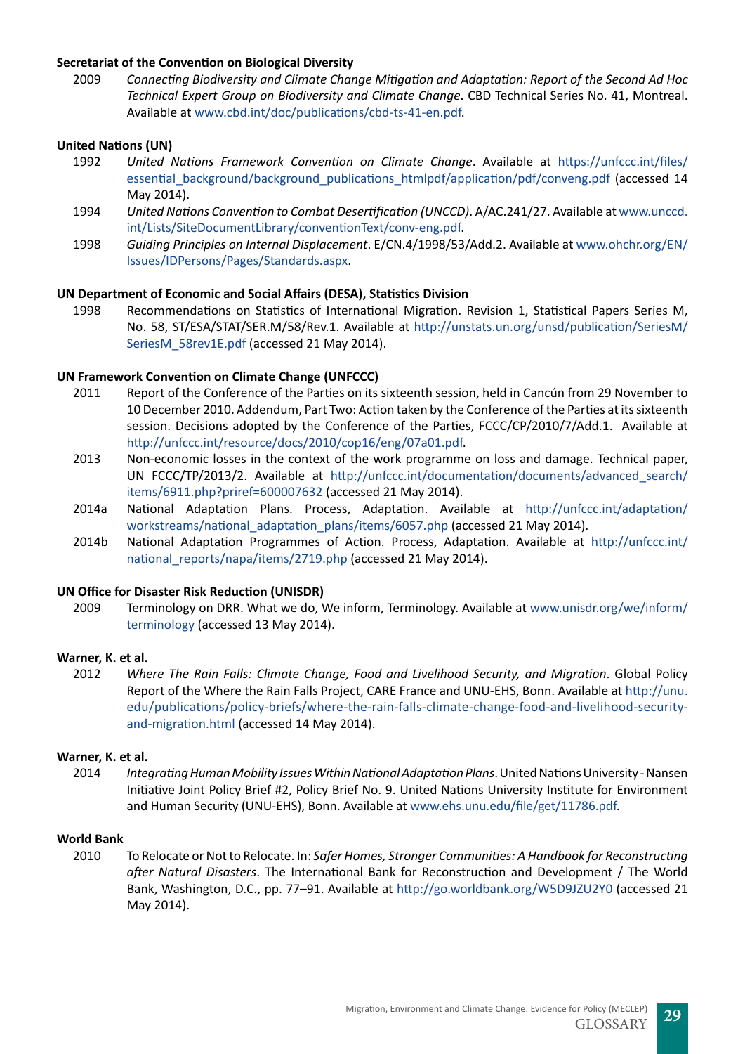**Secretariat of the Convention on Biological Diversity**

2009 *Connecting Biodiversity and Climate Change Mitigation and Adaptation: Report of the Second Ad Hoc Technical Expert Group on Biodiversity and Climate Change*. CBD Technical Series No. 41, Montreal. Available at www.cbd.int/doc/publications/cbd-ts-41-en.pdf.

**United Nations (UN)**

1992 *United Nations Framework Convention on Climate Change*. Available at https://unfccc.int/files/essential_background/background_publications_htmlpdf/application/pdf/conveng.pdf (accessed 14 May 2014).

1994 *United Nations Convention to Combat Desertification (UNCCD)*. A/AC.241/27. Available at www.unccd.int/Lists/SiteDocumentLibrary/conventionText/conv-eng.pdf.

1998 *Guiding Principles on Internal Displacement*. E/CN.4/1998/53/Add.2. Available at www.ohchr.org/EN/Issues/IDPersons/Pages/Standards.aspx.

**UN Department of Economic and Social Affairs (DESA), Statistics Division**

1998 Recommendations on Statistics of International Migration. Revision 1, Statistical Papers Series M, No. 58, ST/ESA/STAT/SER.M/58/Rev.1. Available at http://unstats.un.org/unsd/publication/SeriesM/SeriesM_58rev1E.pdf (accessed 21 May 2014).

**UN Framework Convention on Climate Change (UNFCCC)**

2011 Report of the Conference of the Parties on its sixteenth session, held in Cancún from 29 November to 10 December 2010. Addendum, Part Two: Action taken by the Conference of the Parties at its sixteenth session. Decisions adopted by the Conference of the Parties, FCCC/CP/2010/7/Add.1. Available at http://unfccc.int/resource/docs/2010/cop16/eng/07a01.pdf.

2013 Non-economic losses in the context of the work programme on loss and damage. Technical paper, UN FCCC/TP/2013/2. Available at http://unfccc.int/documentation/documents/advanced_search/items/6911.php?priref=600007632 (accessed 21 May 2014).

2014a National Adaptation Plans. Process, Adaptation. Available at http://unfccc.int/adaptation/workstreams/national_adaptation_plans/items/6057.php (accessed 21 May 2014).

2014b National Adaptation Programmes of Action. Process, Adaptation. Available at http://unfccc.int/national_reports/napa/items/2719.php (accessed 21 May 2014).

**UN Office for Disaster Risk Reduction (UNISDR)**

2009 Terminology on DRR. What we do, We inform, Terminology. Available at www.unisdr.org/we/inform/terminology (accessed 13 May 2014).

**Warner, K. et al.**

2012 *Where The Rain Falls: Climate Change, Food and Livelihood Security, and Migration*. Global Policy Report of the Where the Rain Falls Project, CARE France and UNU-EHS, Bonn. Available at http://unu.edu/publications/policy-briefs/where-the-rain-falls-climate-change-food-and-livelihood-security-and-migration.html (accessed 14 May 2014).

**Warner, K. et al.**

2014 *Integrating Human Mobility Issues Within National Adaptation Plans*. United Nations University - Nansen Initiative Joint Policy Brief #2, Policy Brief No. 9. United Nations University Institute for Environment and Human Security (UNU-EHS), Bonn. Available at www.ehs.unu.edu/file/get/11786.pdf.

**World Bank**

2010 To Relocate or Not to Relocate. In: *Safer Homes, Stronger Communities: A Handbook for Reconstructing after Natural Disasters*. The International Bank for Reconstruction and Development / The World Bank, Washington, D.C., pp. 77–91. Available at http://go.worldbank.org/W5D9JZU2Y0 (accessed 21 May 2014).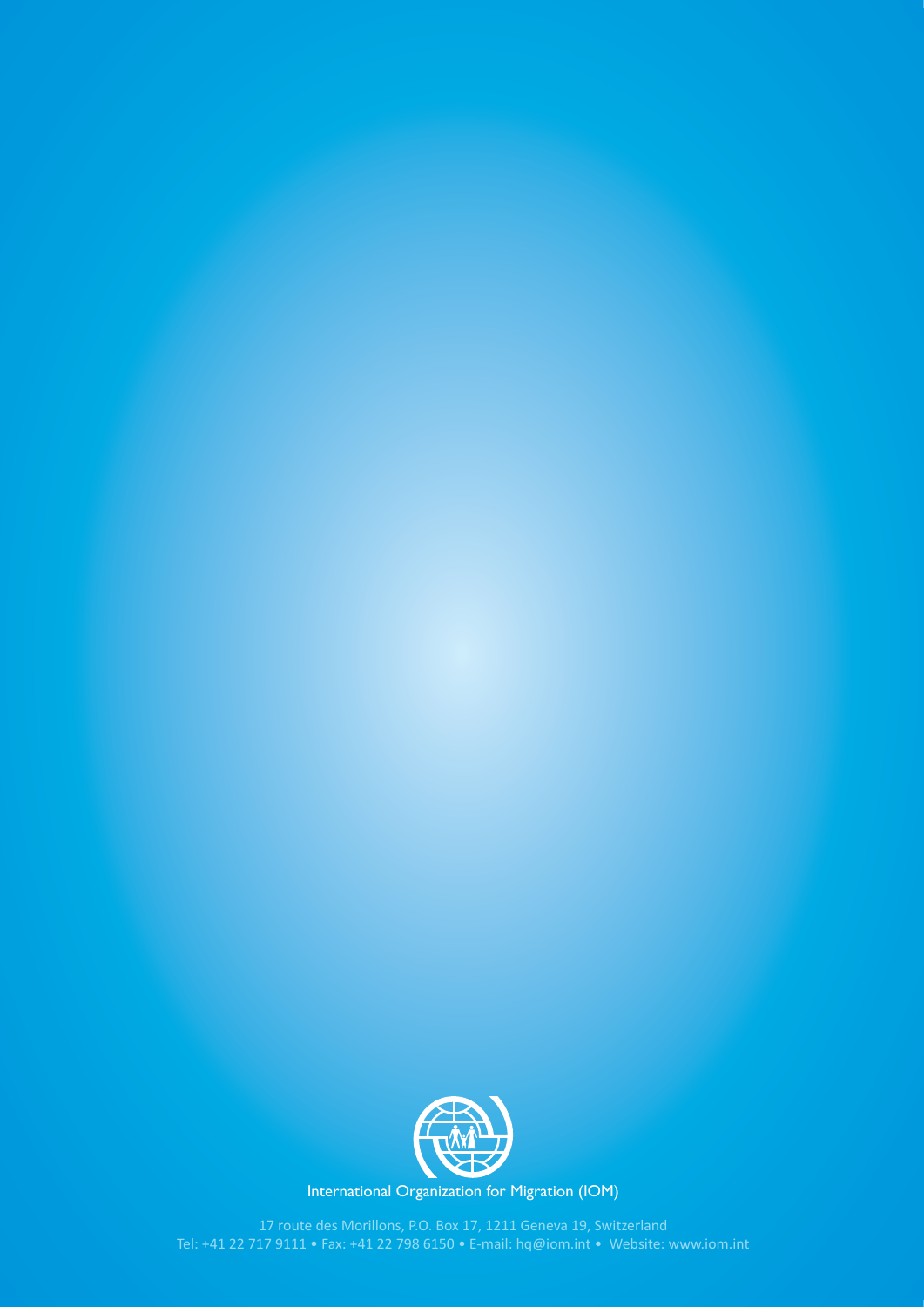International Organization for Migration (IOM)

17 route des Morillons, P.O. Box 17, 1211 Geneva 19, Switzerland
Tel: +41 22 717 9111 • Fax: +41 22 798 6150 • E-mail: hq@iom.int • Website: www.iom.int